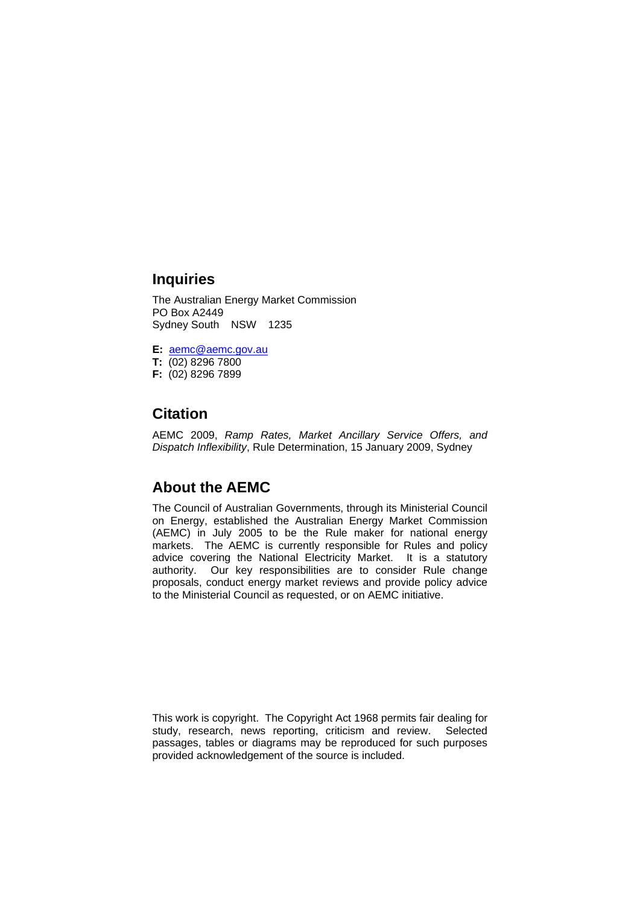## Inquiries

The Australian Energy Market Commission
PO Box A2449
Sydney South NSW 1235

**E:** aemc@aemc.gov.au
**T:** (02) 8296 7800
**F:** (02) 8296 7899

## Citation

AEMC 2009, *Ramp Rates, Market Ancillary Service Offers, and Dispatch Inflexibility*, Rule Determination, 15 January 2009, Sydney

## About the AEMC

The Council of Australian Governments, through its Ministerial Council on Energy, established the Australian Energy Market Commission (AEMC) in July 2005 to be the Rule maker for national energy markets. The AEMC is currently responsible for Rules and policy advice covering the National Electricity Market. It is a statutory authority. Our key responsibilities are to consider Rule change proposals, conduct energy market reviews and provide policy advice to the Ministerial Council as requested, or on AEMC initiative.

This work is copyright. The Copyright Act 1968 permits fair dealing for study, research, news reporting, criticism and review. Selected passages, tables or diagrams may be reproduced for such purposes provided acknowledgement of the source is included.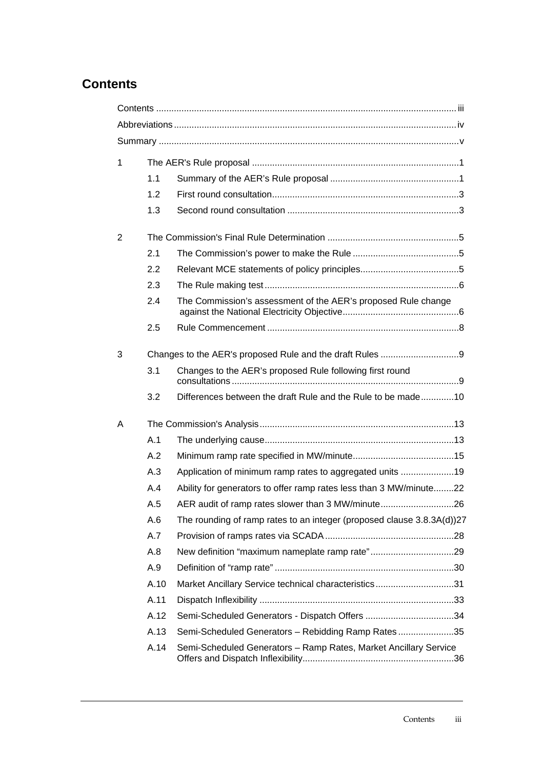## Contents

Contents ..... iii

Abbreviations ..... iv

Summary ..... v

1 The AER's Rule proposal ..... 1

- 1.1 Summary of the AER's Rule proposal ..... 1
- 1.2 First round consultation ..... 3
- 1.3 Second round consultation ..... 3

2 The Commission's Final Rule Determination ..... 5

- 2.1 The Commission's power to make the Rule ..... 5
- 2.2 Relevant MCE statements of policy principles ..... 5
- 2.3 The Rule making test ..... 6
- 2.4 The Commission's assessment of the AER's proposed Rule change against the National Electricity Objective ..... 6
- 2.5 Rule Commencement ..... 8

3 Changes to the AER's proposed Rule and the draft Rules ..... 9

- 3.1 Changes to the AER's proposed Rule following first round consultations ..... 9
- 3.2 Differences between the draft Rule and the Rule to be made ..... 10

A The Commission's Analysis ..... 13

- A.1 The underlying cause ..... 13
- A.2 Minimum ramp rate specified in MW/minute ..... 15
- A.3 Application of minimum ramp rates to aggregated units ..... 19
- A.4 Ability for generators to offer ramp rates less than 3 MW/minute ..... 22
- A.5 AER audit of ramp rates slower than 3 MW/minute ..... 26
- A.6 The rounding of ramp rates to an integer (proposed clause 3.8.3A(d)) ..... 27
- A.7 Provision of ramps rates via SCADA ..... 28
- A.8 New definition "maximum nameplate ramp rate" ..... 29
- A.9 Definition of "ramp rate" ..... 30
- A.10 Market Ancillary Service technical characteristics ..... 31
- A.11 Dispatch Inflexibility ..... 33
- A.12 Semi-Scheduled Generators - Dispatch Offers ..... 34
- A.13 Semi-Scheduled Generators – Rebidding Ramp Rates ..... 35
- A.14 Semi-Scheduled Generators – Ramp Rates, Market Ancillary Service Offers and Dispatch Inflexibility ..... 36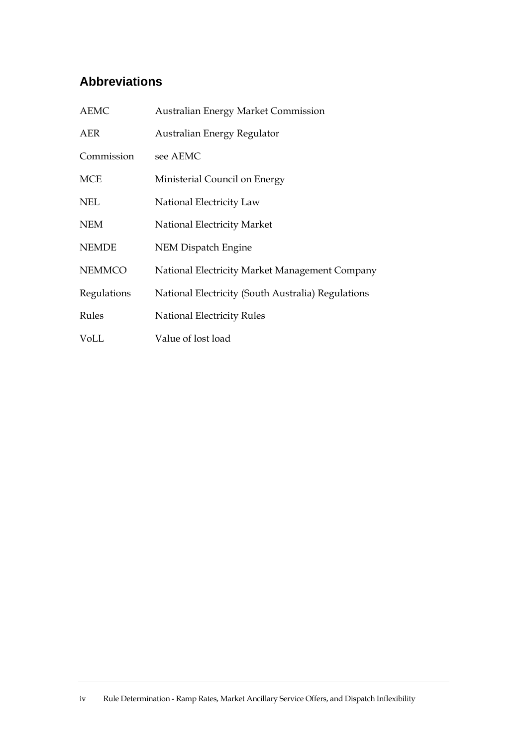## Abbreviations

| | |
|---|---|
| AEMC | Australian Energy Market Commission |
| AER | Australian Energy Regulator |
| Commission | see AEMC |
| MCE | Ministerial Council on Energy |
| NEL | National Electricity Law |
| NEM | National Electricity Market |
| NEMDE | NEM Dispatch Engine |
| NEMMCO | National Electricity Market Management Company |
| Regulations | National Electricity (South Australia) Regulations |
| Rules | National Electricity Rules |
| VoLL | Value of lost load |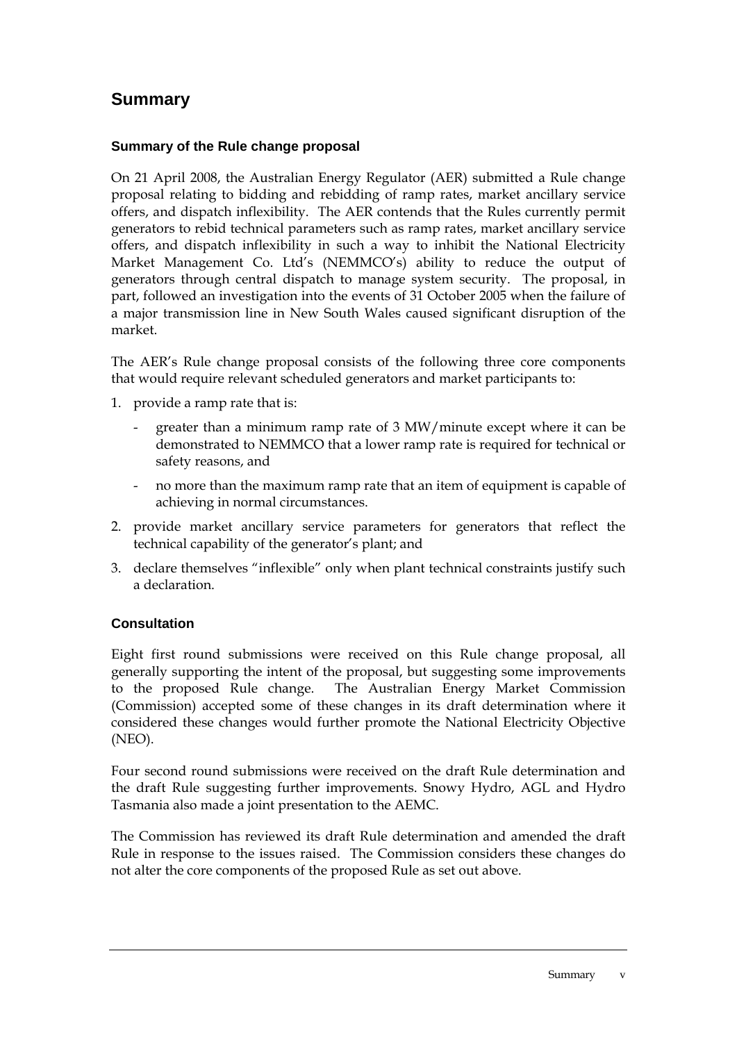# Summary

### Summary of the Rule change proposal

On 21 April 2008, the Australian Energy Regulator (AER) submitted a Rule change proposal relating to bidding and rebidding of ramp rates, market ancillary service offers, and dispatch inflexibility. The AER contends that the Rules currently permit generators to rebid technical parameters such as ramp rates, market ancillary service offers, and dispatch inflexibility in such a way to inhibit the National Electricity Market Management Co. Ltd's (NEMMCO's) ability to reduce the output of generators through central dispatch to manage system security. The proposal, in part, followed an investigation into the events of 31 October 2005 when the failure of a major transmission line in New South Wales caused significant disruption of the market.

The AER's Rule change proposal consists of the following three core components that would require relevant scheduled generators and market participants to:

1. provide a ramp rate that is:
   - greater than a minimum ramp rate of 3 MW/minute except where it can be demonstrated to NEMMCO that a lower ramp rate is required for technical or safety reasons, and
   - no more than the maximum ramp rate that an item of equipment is capable of achieving in normal circumstances.
2. provide market ancillary service parameters for generators that reflect the technical capability of the generator's plant; and
3. declare themselves "inflexible" only when plant technical constraints justify such a declaration.

### Consultation

Eight first round submissions were received on this Rule change proposal, all generally supporting the intent of the proposal, but suggesting some improvements to the proposed Rule change. The Australian Energy Market Commission (Commission) accepted some of these changes in its draft determination where it considered these changes would further promote the National Electricity Objective (NEO).

Four second round submissions were received on the draft Rule determination and the draft Rule suggesting further improvements. Snowy Hydro, AGL and Hydro Tasmania also made a joint presentation to the AEMC.

The Commission has reviewed its draft Rule determination and amended the draft Rule in response to the issues raised. The Commission considers these changes do not alter the core components of the proposed Rule as set out above.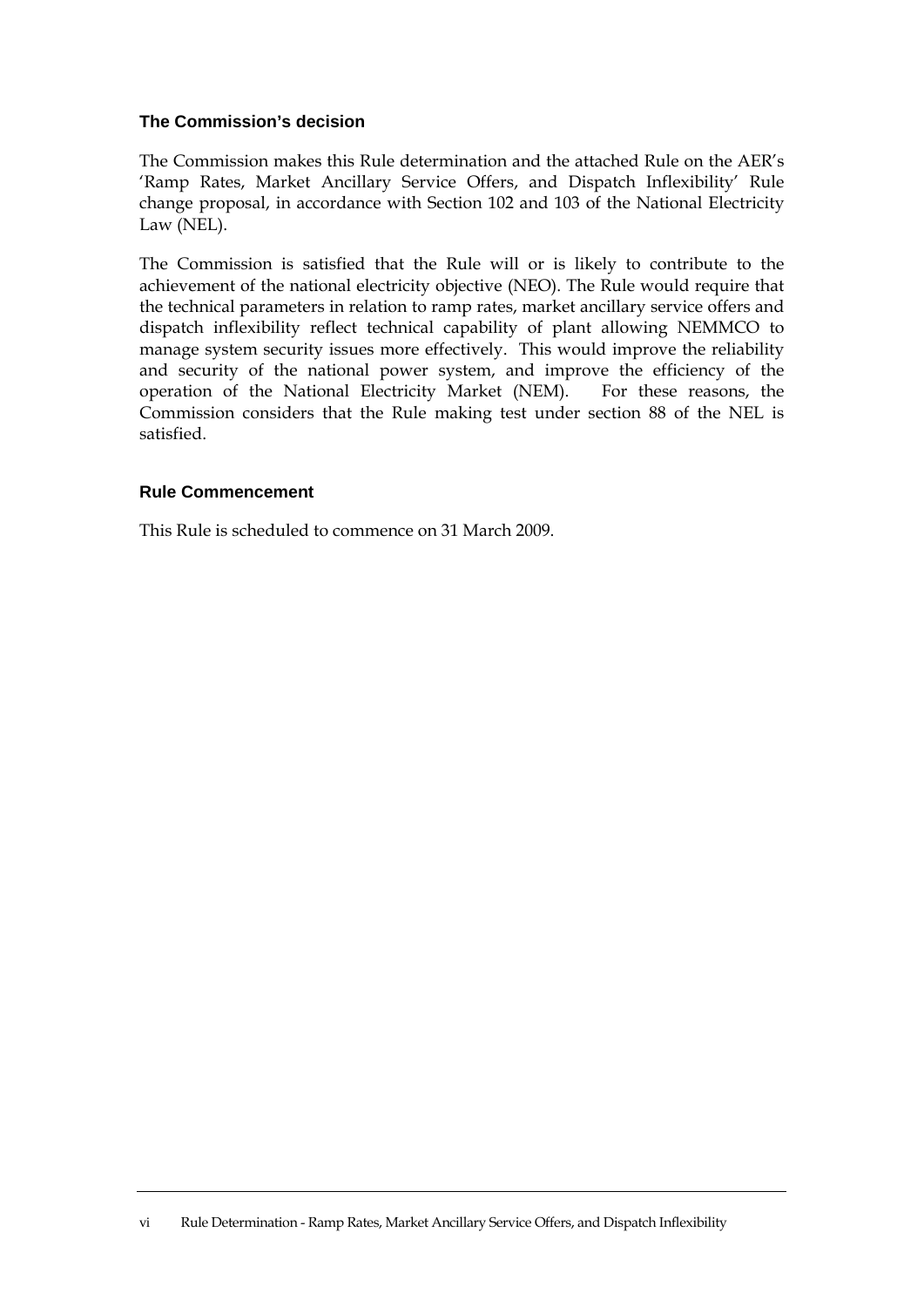### The Commission's decision

The Commission makes this Rule determination and the attached Rule on the AER's 'Ramp Rates, Market Ancillary Service Offers, and Dispatch Inflexibility' Rule change proposal, in accordance with Section 102 and 103 of the National Electricity Law (NEL).

The Commission is satisfied that the Rule will or is likely to contribute to the achievement of the national electricity objective (NEO). The Rule would require that the technical parameters in relation to ramp rates, market ancillary service offers and dispatch inflexibility reflect technical capability of plant allowing NEMMCO to manage system security issues more effectively. This would improve the reliability and security of the national power system, and improve the efficiency of the operation of the National Electricity Market (NEM). For these reasons, the Commission considers that the Rule making test under section 88 of the NEL is satisfied.

### Rule Commencement

This Rule is scheduled to commence on 31 March 2009.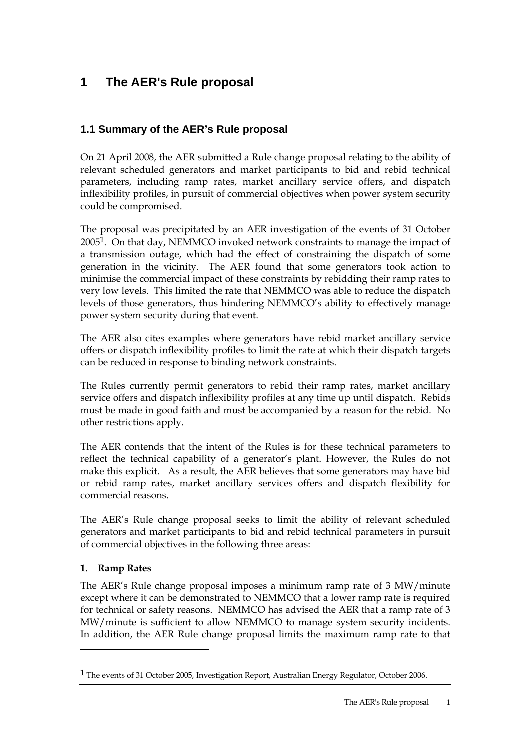# 1 The AER's Rule proposal

## 1.1 Summary of the AER's Rule proposal

On 21 April 2008, the AER submitted a Rule change proposal relating to the ability of relevant scheduled generators and market participants to bid and rebid technical parameters, including ramp rates, market ancillary service offers, and dispatch inflexibility profiles, in pursuit of commercial objectives when power system security could be compromised.

The proposal was precipitated by an AER investigation of the events of 31 October 2005[1]. On that day, NEMMCO invoked network constraints to manage the impact of a transmission outage, which had the effect of constraining the dispatch of some generation in the vicinity. The AER found that some generators took action to minimise the commercial impact of these constraints by rebidding their ramp rates to very low levels. This limited the rate that NEMMCO was able to reduce the dispatch levels of those generators, thus hindering NEMMCO's ability to effectively manage power system security during that event.

The AER also cites examples where generators have rebid market ancillary service offers or dispatch inflexibility profiles to limit the rate at which their dispatch targets can be reduced in response to binding network constraints.

The Rules currently permit generators to rebid their ramp rates, market ancillary service offers and dispatch inflexibility profiles at any time up until dispatch. Rebids must be made in good faith and must be accompanied by a reason for the rebid. No other restrictions apply.

The AER contends that the intent of the Rules is for these technical parameters to reflect the technical capability of a generator's plant. However, the Rules do not make this explicit. As a result, the AER believes that some generators may have bid or rebid ramp rates, market ancillary services offers and dispatch flexibility for commercial reasons.

The AER's Rule change proposal seeks to limit the ability of relevant scheduled generators and market participants to bid and rebid technical parameters in pursuit of commercial objectives in the following three areas:

**1. Ramp Rates**

The AER's Rule change proposal imposes a minimum ramp rate of 3 MW/minute except where it can be demonstrated to NEMMCO that a lower ramp rate is required for technical or safety reasons. NEMMCO has advised the AER that a ramp rate of 3 MW/minute is sufficient to allow NEMMCO to manage system security incidents. In addition, the AER Rule change proposal limits the maximum ramp rate to that

---

[1] The events of 31 October 2005, Investigation Report, Australian Energy Regulator, October 2006.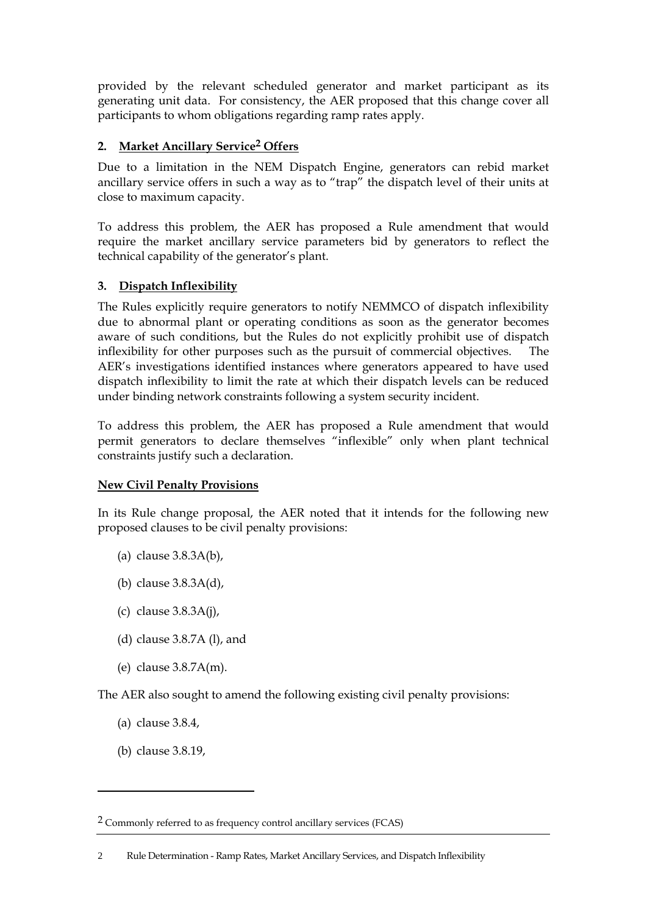provided by the relevant scheduled generator and market participant as its generating unit data. For consistency, the AER proposed that this change cover all participants to whom obligations regarding ramp rates apply.

### 2. Market Ancillary Service[2] Offers

Due to a limitation in the NEM Dispatch Engine, generators can rebid market ancillary service offers in such a way as to "trap" the dispatch level of their units at close to maximum capacity.

To address this problem, the AER has proposed a Rule amendment that would require the market ancillary service parameters bid by generators to reflect the technical capability of the generator's plant.

### 3. Dispatch Inflexibility

The Rules explicitly require generators to notify NEMMCO of dispatch inflexibility due to abnormal plant or operating conditions as soon as the generator becomes aware of such conditions, but the Rules do not explicitly prohibit use of dispatch inflexibility for other purposes such as the pursuit of commercial objectives. The AER's investigations identified instances where generators appeared to have used dispatch inflexibility to limit the rate at which their dispatch levels can be reduced under binding network constraints following a system security incident.

To address this problem, the AER has proposed a Rule amendment that would permit generators to declare themselves "inflexible" only when plant technical constraints justify such a declaration.

### New Civil Penalty Provisions

In its Rule change proposal, the AER noted that it intends for the following new proposed clauses to be civil penalty provisions:

(a) clause 3.8.3A(b),

(b) clause 3.8.3A(d),

(c) clause 3.8.3A(j),

(d) clause 3.8.7A (l), and

(e) clause 3.8.7A(m).

The AER also sought to amend the following existing civil penalty provisions:

(a) clause 3.8.4,

(b) clause 3.8.19,

---

[2] Commonly referred to as frequency control ancillary services (FCAS)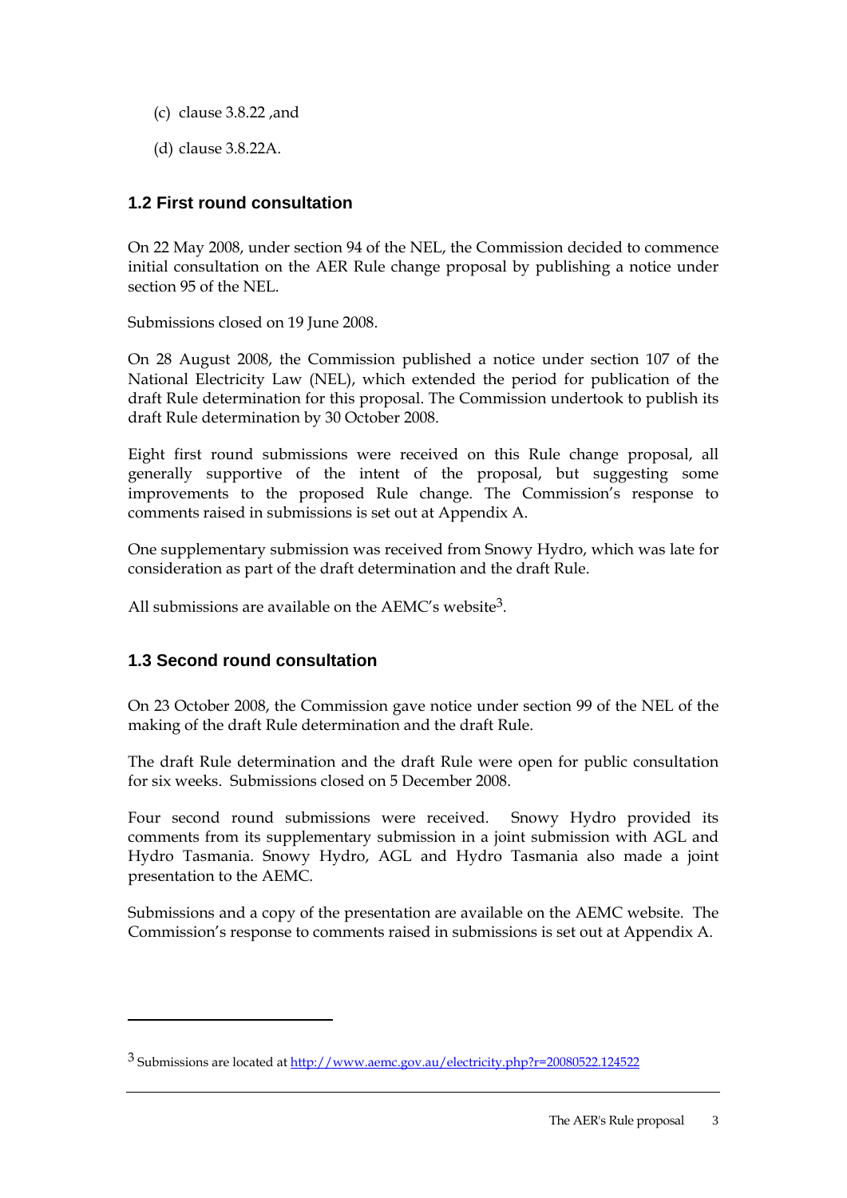(c) clause 3.8.22 ,and

(d) clause 3.8.22A.

## 1.2 First round consultation

On 22 May 2008, under section 94 of the NEL, the Commission decided to commence initial consultation on the AER Rule change proposal by publishing a notice under section 95 of the NEL.

Submissions closed on 19 June 2008.

On 28 August 2008, the Commission published a notice under section 107 of the National Electricity Law (NEL), which extended the period for publication of the draft Rule determination for this proposal. The Commission undertook to publish its draft Rule determination by 30 October 2008.

Eight first round submissions were received on this Rule change proposal, all generally supportive of the intent of the proposal, but suggesting some improvements to the proposed Rule change. The Commission's response to comments raised in submissions is set out at Appendix A.

One supplementary submission was received from Snowy Hydro, which was late for consideration as part of the draft determination and the draft Rule.

All submissions are available on the AEMC's website[3].

## 1.3 Second round consultation

On 23 October 2008, the Commission gave notice under section 99 of the NEL of the making of the draft Rule determination and the draft Rule.

The draft Rule determination and the draft Rule were open for public consultation for six weeks. Submissions closed on 5 December 2008.

Four second round submissions were received. Snowy Hydro provided its comments from its supplementary submission in a joint submission with AGL and Hydro Tasmania. Snowy Hydro, AGL and Hydro Tasmania also made a joint presentation to the AEMC.

Submissions and a copy of the presentation are available on the AEMC website. The Commission's response to comments raised in submissions is set out at Appendix A.

---

[3] Submissions are located at http://www.aemc.gov.au/electricity.php?r=20080522.124522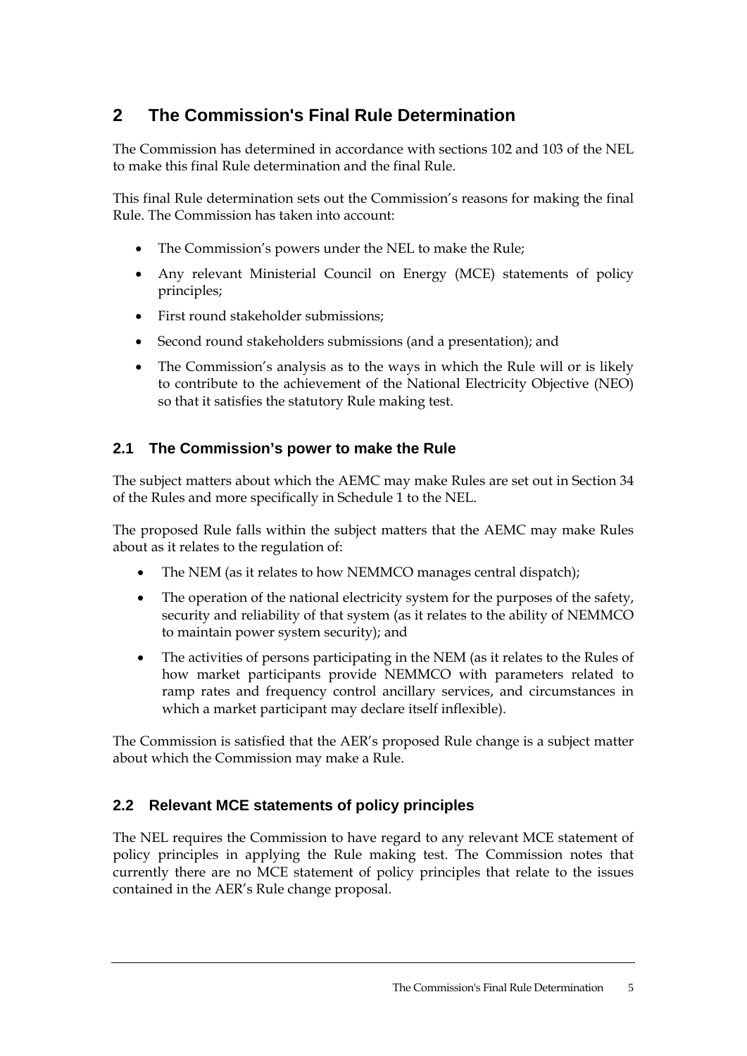# 2 The Commission's Final Rule Determination

The Commission has determined in accordance with sections 102 and 103 of the NEL to make this final Rule determination and the final Rule.

This final Rule determination sets out the Commission's reasons for making the final Rule. The Commission has taken into account:

- The Commission's powers under the NEL to make the Rule;
- Any relevant Ministerial Council on Energy (MCE) statements of policy principles;
- First round stakeholder submissions;
- Second round stakeholders submissions (and a presentation); and
- The Commission's analysis as to the ways in which the Rule will or is likely to contribute to the achievement of the National Electricity Objective (NEO) so that it satisfies the statutory Rule making test.

## 2.1 The Commission's power to make the Rule

The subject matters about which the AEMC may make Rules are set out in Section 34 of the Rules and more specifically in Schedule 1 to the NEL.

The proposed Rule falls within the subject matters that the AEMC may make Rules about as it relates to the regulation of:

- The NEM (as it relates to how NEMMCO manages central dispatch);
- The operation of the national electricity system for the purposes of the safety, security and reliability of that system (as it relates to the ability of NEMMCO to maintain power system security); and
- The activities of persons participating in the NEM (as it relates to the Rules of how market participants provide NEMMCO with parameters related to ramp rates and frequency control ancillary services, and circumstances in which a market participant may declare itself inflexible).

The Commission is satisfied that the AER's proposed Rule change is a subject matter about which the Commission may make a Rule.

## 2.2 Relevant MCE statements of policy principles

The NEL requires the Commission to have regard to any relevant MCE statement of policy principles in applying the Rule making test. The Commission notes that currently there are no MCE statement of policy principles that relate to the issues contained in the AER's Rule change proposal.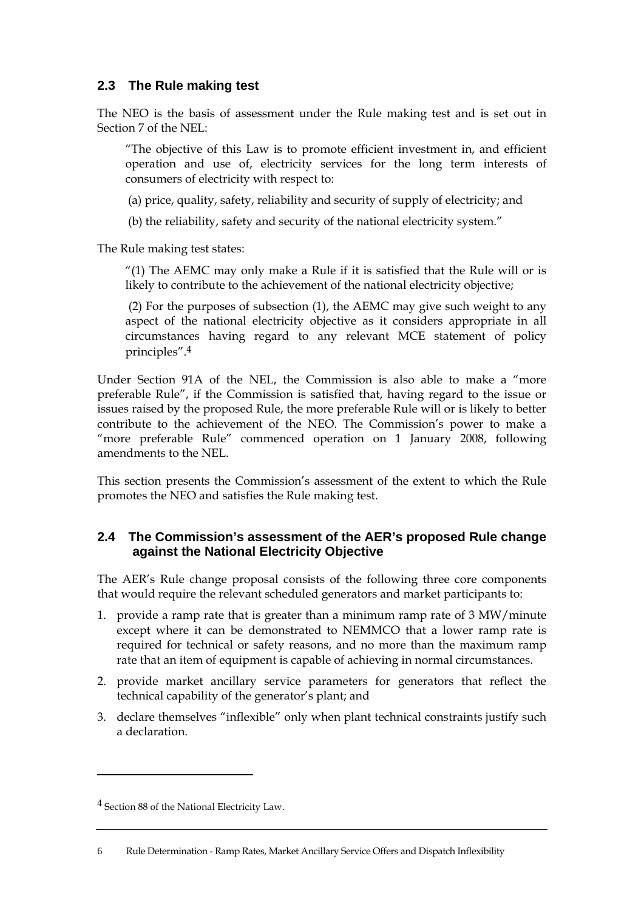## 2.3 The Rule making test

The NEO is the basis of assessment under the Rule making test and is set out in Section 7 of the NEL:

> "The objective of this Law is to promote efficient investment in, and efficient operation and use of, electricity services for the long term interests of consumers of electricity with respect to:
>
> (a) price, quality, safety, reliability and security of supply of electricity; and
>
> (b) the reliability, safety and security of the national electricity system."

The Rule making test states:

> "(1) The AEMC may only make a Rule if it is satisfied that the Rule will or is likely to contribute to the achievement of the national electricity objective;
>
> (2) For the purposes of subsection (1), the AEMC may give such weight to any aspect of the national electricity objective as it considers appropriate in all circumstances having regard to any relevant MCE statement of policy principles".[4]

Under Section 91A of the NEL, the Commission is also able to make a "more preferable Rule", if the Commission is satisfied that, having regard to the issue or issues raised by the proposed Rule, the more preferable Rule will or is likely to better contribute to the achievement of the NEO. The Commission's power to make a "more preferable Rule" commenced operation on 1 January 2008, following amendments to the NEL.

This section presents the Commission's assessment of the extent to which the Rule promotes the NEO and satisfies the Rule making test.

## 2.4 The Commission's assessment of the AER's proposed Rule change against the National Electricity Objective

The AER's Rule change proposal consists of the following three core components that would require the relevant scheduled generators and market participants to:

1. provide a ramp rate that is greater than a minimum ramp rate of 3 MW/minute except where it can be demonstrated to NEMMCO that a lower ramp rate is required for technical or safety reasons, and no more than the maximum ramp rate that an item of equipment is capable of achieving in normal circumstances.
2. provide market ancillary service parameters for generators that reflect the technical capability of the generator's plant; and
3. declare themselves "inflexible" only when plant technical constraints justify such a declaration.

[4] Section 88 of the National Electricity Law.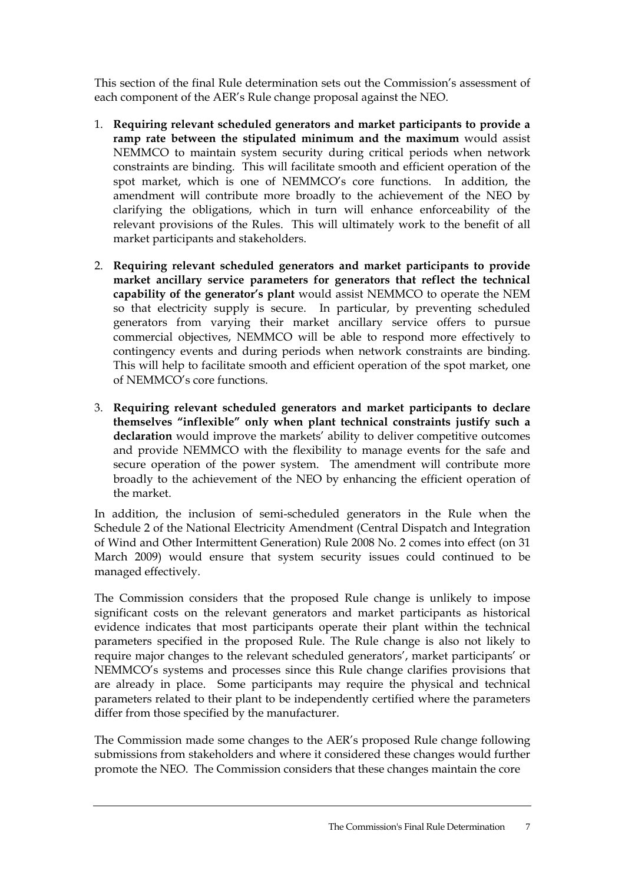This section of the final Rule determination sets out the Commission's assessment of each component of the AER's Rule change proposal against the NEO.

1. **Requiring relevant scheduled generators and market participants to provide a ramp rate between the stipulated minimum and the maximum** would assist NEMMCO to maintain system security during critical periods when network constraints are binding. This will facilitate smooth and efficient operation of the spot market, which is one of NEMMCO's core functions. In addition, the amendment will contribute more broadly to the achievement of the NEO by clarifying the obligations, which in turn will enhance enforceability of the relevant provisions of the Rules. This will ultimately work to the benefit of all market participants and stakeholders.

2. **Requiring relevant scheduled generators and market participants to provide market ancillary service parameters for generators that reflect the technical capability of the generator's plant** would assist NEMMCO to operate the NEM so that electricity supply is secure. In particular, by preventing scheduled generators from varying their market ancillary service offers to pursue commercial objectives, NEMMCO will be able to respond more effectively to contingency events and during periods when network constraints are binding. This will help to facilitate smooth and efficient operation of the spot market, one of NEMMCO's core functions.

3. **Requiring relevant scheduled generators and market participants to declare themselves "inflexible" only when plant technical constraints justify such a declaration** would improve the markets' ability to deliver competitive outcomes and provide NEMMCO with the flexibility to manage events for the safe and secure operation of the power system. The amendment will contribute more broadly to the achievement of the NEO by enhancing the efficient operation of the market.

In addition, the inclusion of semi-scheduled generators in the Rule when the Schedule 2 of the National Electricity Amendment (Central Dispatch and Integration of Wind and Other Intermittent Generation) Rule 2008 No. 2 comes into effect (on 31 March 2009) would ensure that system security issues could continued to be managed effectively.

The Commission considers that the proposed Rule change is unlikely to impose significant costs on the relevant generators and market participants as historical evidence indicates that most participants operate their plant within the technical parameters specified in the proposed Rule. The Rule change is also not likely to require major changes to the relevant scheduled generators', market participants' or NEMMCO's systems and processes since this Rule change clarifies provisions that are already in place. Some participants may require the physical and technical parameters related to their plant to be independently certified where the parameters differ from those specified by the manufacturer.

The Commission made some changes to the AER's proposed Rule change following submissions from stakeholders and where it considered these changes would further promote the NEO. The Commission considers that these changes maintain the core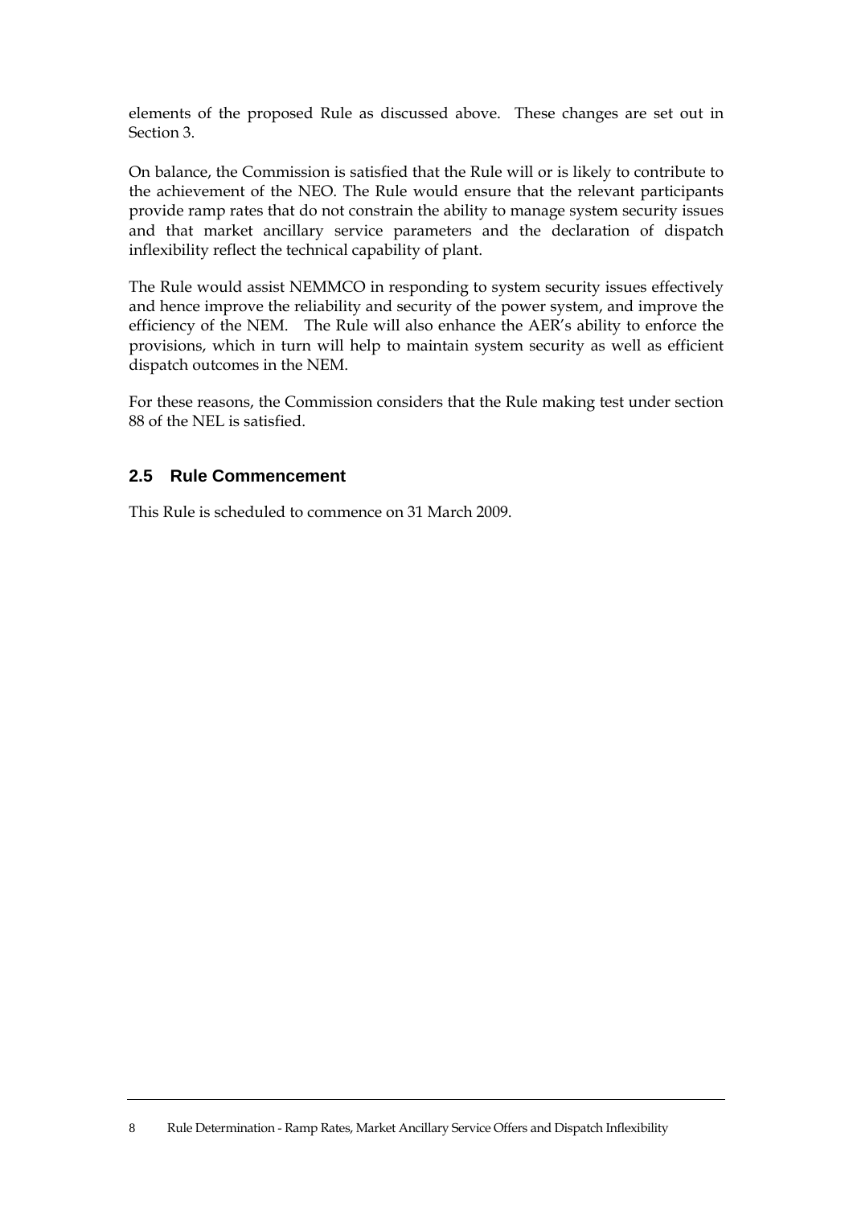elements of the proposed Rule as discussed above. These changes are set out in Section 3.

On balance, the Commission is satisfied that the Rule will or is likely to contribute to the achievement of the NEO. The Rule would ensure that the relevant participants provide ramp rates that do not constrain the ability to manage system security issues and that market ancillary service parameters and the declaration of dispatch inflexibility reflect the technical capability of plant.

The Rule would assist NEMMCO in responding to system security issues effectively and hence improve the reliability and security of the power system, and improve the efficiency of the NEM. The Rule will also enhance the AER's ability to enforce the provisions, which in turn will help to maintain system security as well as efficient dispatch outcomes in the NEM.

For these reasons, the Commission considers that the Rule making test under section 88 of the NEL is satisfied.

## 2.5 Rule Commencement

This Rule is scheduled to commence on 31 March 2009.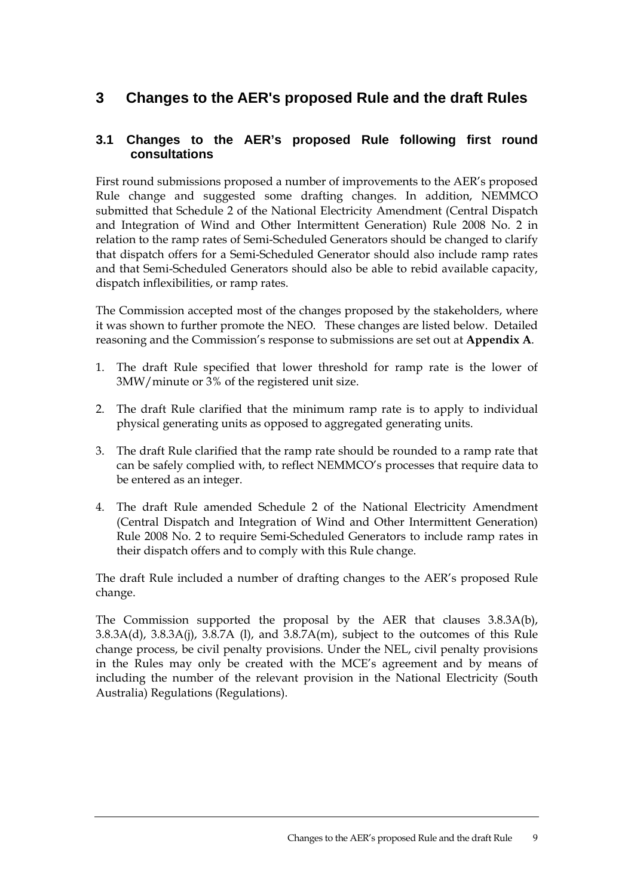# 3 Changes to the AER's proposed Rule and the draft Rules

## 3.1 Changes to the AER's proposed Rule following first round consultations

First round submissions proposed a number of improvements to the AER's proposed Rule change and suggested some drafting changes. In addition, NEMMCO submitted that Schedule 2 of the National Electricity Amendment (Central Dispatch and Integration of Wind and Other Intermittent Generation) Rule 2008 No. 2 in relation to the ramp rates of Semi-Scheduled Generators should be changed to clarify that dispatch offers for a Semi-Scheduled Generator should also include ramp rates and that Semi-Scheduled Generators should also be able to rebid available capacity, dispatch inflexibilities, or ramp rates.

The Commission accepted most of the changes proposed by the stakeholders, where it was shown to further promote the NEO. These changes are listed below. Detailed reasoning and the Commission's response to submissions are set out at **Appendix A**.

1. The draft Rule specified that lower threshold for ramp rate is the lower of 3MW/minute or 3% of the registered unit size.

2. The draft Rule clarified that the minimum ramp rate is to apply to individual physical generating units as opposed to aggregated generating units.

3. The draft Rule clarified that the ramp rate should be rounded to a ramp rate that can be safely complied with, to reflect NEMMCO's processes that require data to be entered as an integer.

4. The draft Rule amended Schedule 2 of the National Electricity Amendment (Central Dispatch and Integration of Wind and Other Intermittent Generation) Rule 2008 No. 2 to require Semi-Scheduled Generators to include ramp rates in their dispatch offers and to comply with this Rule change.

The draft Rule included a number of drafting changes to the AER's proposed Rule change.

The Commission supported the proposal by the AER that clauses 3.8.3A(b), 3.8.3A(d), 3.8.3A(j), 3.8.7A (l), and 3.8.7A(m), subject to the outcomes of this Rule change process, be civil penalty provisions. Under the NEL, civil penalty provisions in the Rules may only be created with the MCE's agreement and by means of including the number of the relevant provision in the National Electricity (South Australia) Regulations (Regulations).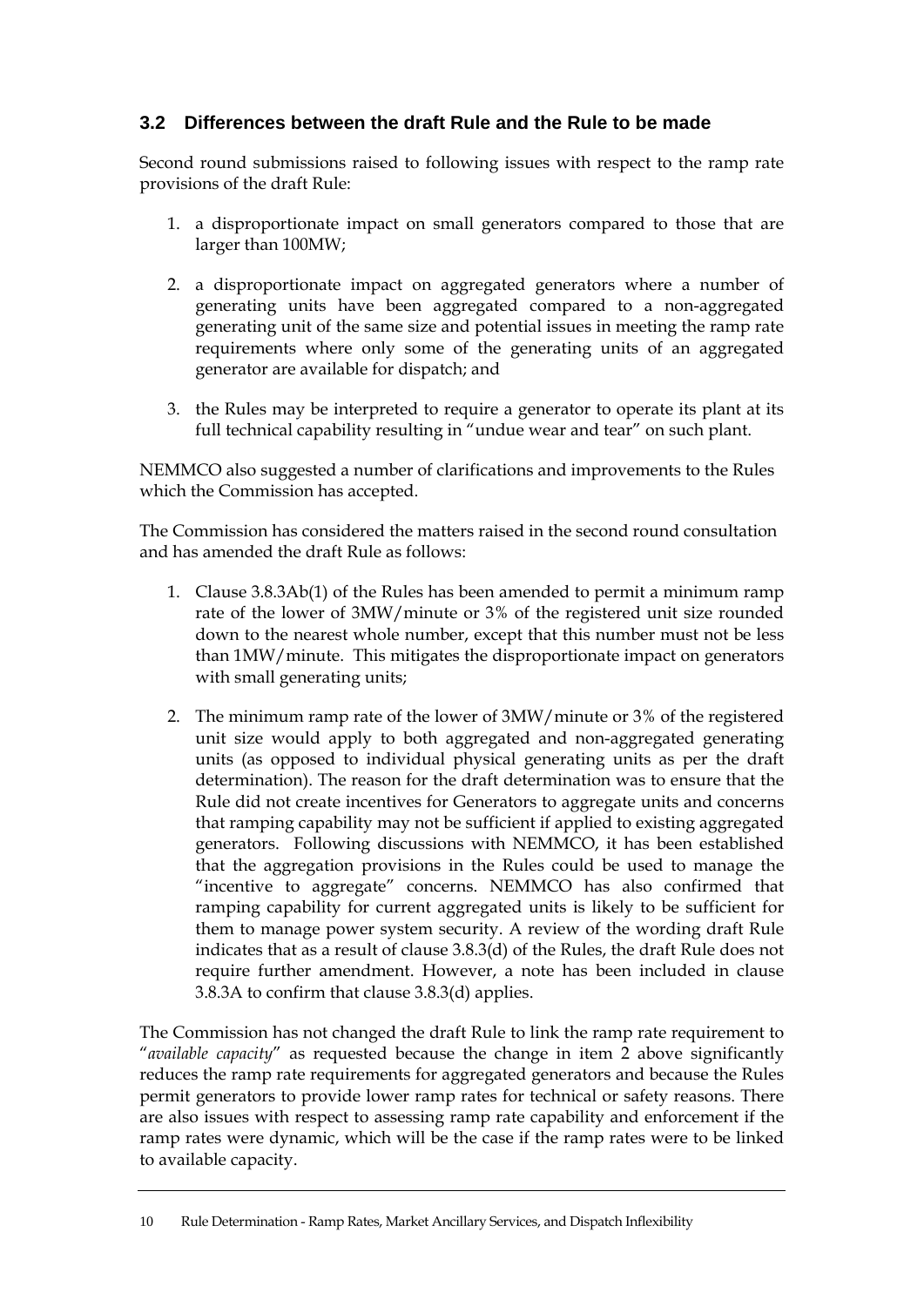### 3.2 Differences between the draft Rule and the Rule to be made

Second round submissions raised to following issues with respect to the ramp rate provisions of the draft Rule:

1. a disproportionate impact on small generators compared to those that are larger than 100MW;
2. a disproportionate impact on aggregated generators where a number of generating units have been aggregated compared to a non-aggregated generating unit of the same size and potential issues in meeting the ramp rate requirements where only some of the generating units of an aggregated generator are available for dispatch; and
3. the Rules may be interpreted to require a generator to operate its plant at its full technical capability resulting in "undue wear and tear" on such plant.

NEMMCO also suggested a number of clarifications and improvements to the Rules which the Commission has accepted.

The Commission has considered the matters raised in the second round consultation and has amended the draft Rule as follows:

1. Clause 3.8.3Ab(1) of the Rules has been amended to permit a minimum ramp rate of the lower of 3MW/minute or 3% of the registered unit size rounded down to the nearest whole number, except that this number must not be less than 1MW/minute. This mitigates the disproportionate impact on generators with small generating units;
2. The minimum ramp rate of the lower of 3MW/minute or 3% of the registered unit size would apply to both aggregated and non-aggregated generating units (as opposed to individual physical generating units as per the draft determination). The reason for the draft determination was to ensure that the Rule did not create incentives for Generators to aggregate units and concerns that ramping capability may not be sufficient if applied to existing aggregated generators. Following discussions with NEMMCO, it has been established that the aggregation provisions in the Rules could be used to manage the "incentive to aggregate" concerns. NEMMCO has also confirmed that ramping capability for current aggregated units is likely to be sufficient for them to manage power system security. A review of the wording draft Rule indicates that as a result of clause 3.8.3(d) of the Rules, the draft Rule does not require further amendment. However, a note has been included in clause 3.8.3A to confirm that clause 3.8.3(d) applies.

The Commission has not changed the draft Rule to link the ramp rate requirement to "*available capacity*" as requested because the change in item 2 above significantly reduces the ramp rate requirements for aggregated generators and because the Rules permit generators to provide lower ramp rates for technical or safety reasons. There are also issues with respect to assessing ramp rate capability and enforcement if the ramp rates were dynamic, which will be the case if the ramp rates were to be linked to available capacity.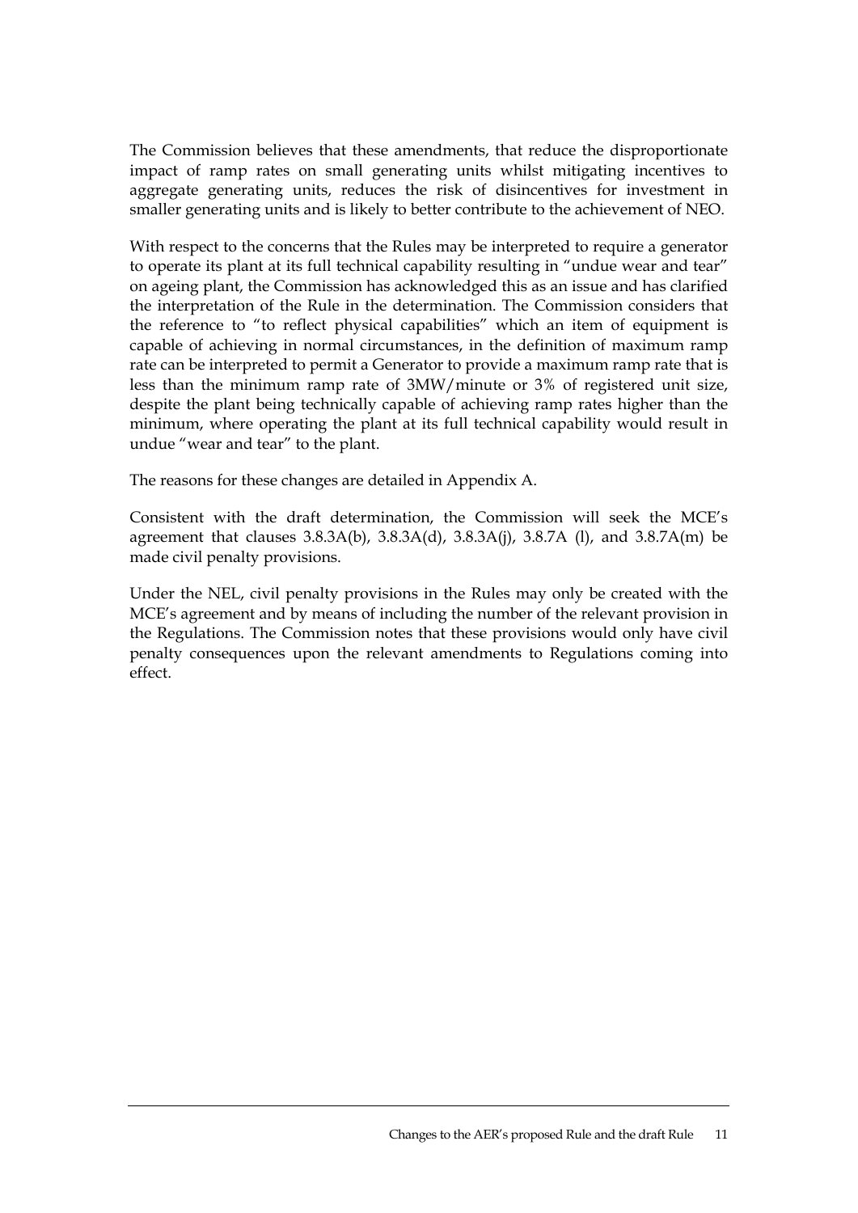The Commission believes that these amendments, that reduce the disproportionate impact of ramp rates on small generating units whilst mitigating incentives to aggregate generating units, reduces the risk of disincentives for investment in smaller generating units and is likely to better contribute to the achievement of NEO.

With respect to the concerns that the Rules may be interpreted to require a generator to operate its plant at its full technical capability resulting in "undue wear and tear" on ageing plant, the Commission has acknowledged this as an issue and has clarified the interpretation of the Rule in the determination. The Commission considers that the reference to "to reflect physical capabilities" which an item of equipment is capable of achieving in normal circumstances, in the definition of maximum ramp rate can be interpreted to permit a Generator to provide a maximum ramp rate that is less than the minimum ramp rate of 3MW/minute or 3% of registered unit size, despite the plant being technically capable of achieving ramp rates higher than the minimum, where operating the plant at its full technical capability would result in undue "wear and tear" to the plant.

The reasons for these changes are detailed in Appendix A.

Consistent with the draft determination, the Commission will seek the MCE's agreement that clauses 3.8.3A(b), 3.8.3A(d), 3.8.3A(j), 3.8.7A (l), and 3.8.7A(m) be made civil penalty provisions.

Under the NEL, civil penalty provisions in the Rules may only be created with the MCE's agreement and by means of including the number of the relevant provision in the Regulations. The Commission notes that these provisions would only have civil penalty consequences upon the relevant amendments to Regulations coming into effect.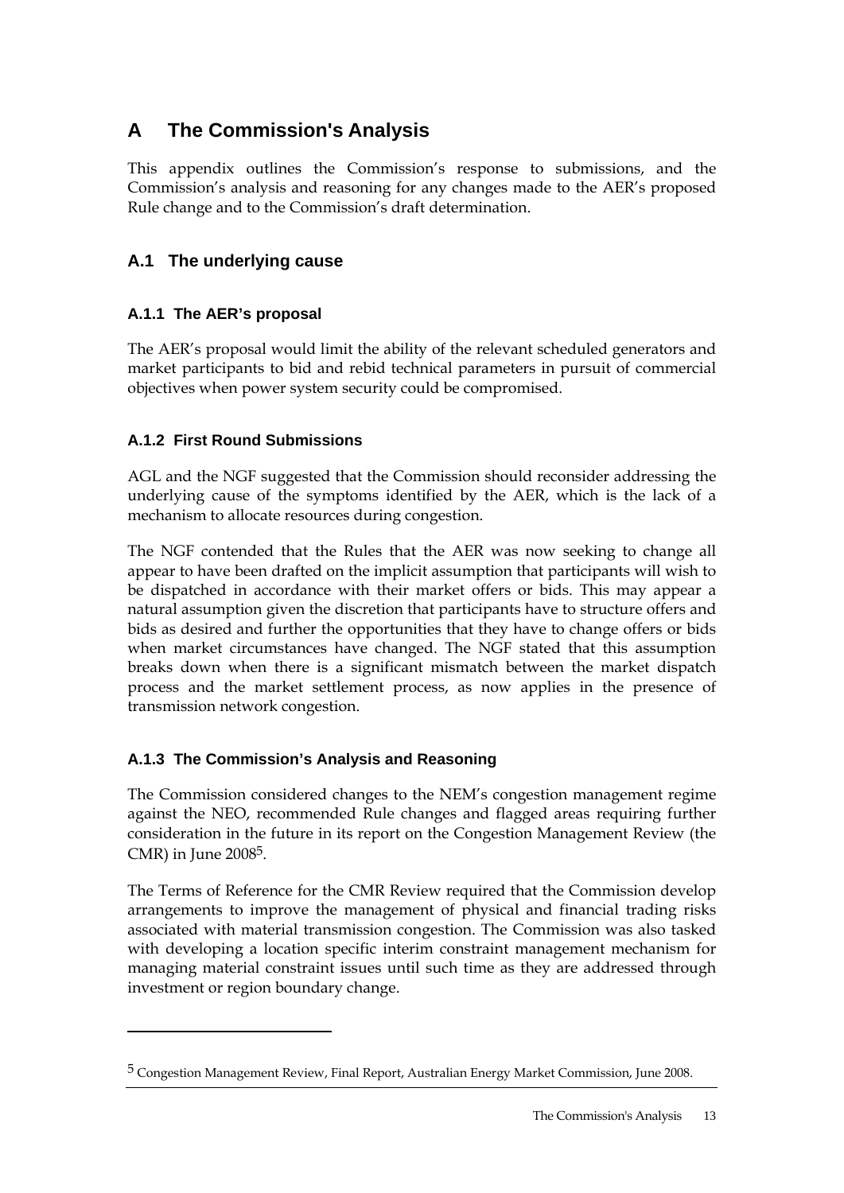# A The Commission's Analysis

This appendix outlines the Commission's response to submissions, and the Commission's analysis and reasoning for any changes made to the AER's proposed Rule change and to the Commission's draft determination.

## A.1 The underlying cause

### A.1.1 The AER's proposal

The AER's proposal would limit the ability of the relevant scheduled generators and market participants to bid and rebid technical parameters in pursuit of commercial objectives when power system security could be compromised.

### A.1.2 First Round Submissions

AGL and the NGF suggested that the Commission should reconsider addressing the underlying cause of the symptoms identified by the AER, which is the lack of a mechanism to allocate resources during congestion.

The NGF contended that the Rules that the AER was now seeking to change all appear to have been drafted on the implicit assumption that participants will wish to be dispatched in accordance with their market offers or bids. This may appear a natural assumption given the discretion that participants have to structure offers and bids as desired and further the opportunities that they have to change offers or bids when market circumstances have changed. The NGF stated that this assumption breaks down when there is a significant mismatch between the market dispatch process and the market settlement process, as now applies in the presence of transmission network congestion.

### A.1.3 The Commission's Analysis and Reasoning

The Commission considered changes to the NEM's congestion management regime against the NEO, recommended Rule changes and flagged areas requiring further consideration in the future in its report on the Congestion Management Review (the CMR) in June 2008[5].

The Terms of Reference for the CMR Review required that the Commission develop arrangements to improve the management of physical and financial trading risks associated with material transmission congestion. The Commission was also tasked with developing a location specific interim constraint management mechanism for managing material constraint issues until such time as they are addressed through investment or region boundary change.

[5] Congestion Management Review, Final Report, Australian Energy Market Commission, June 2008.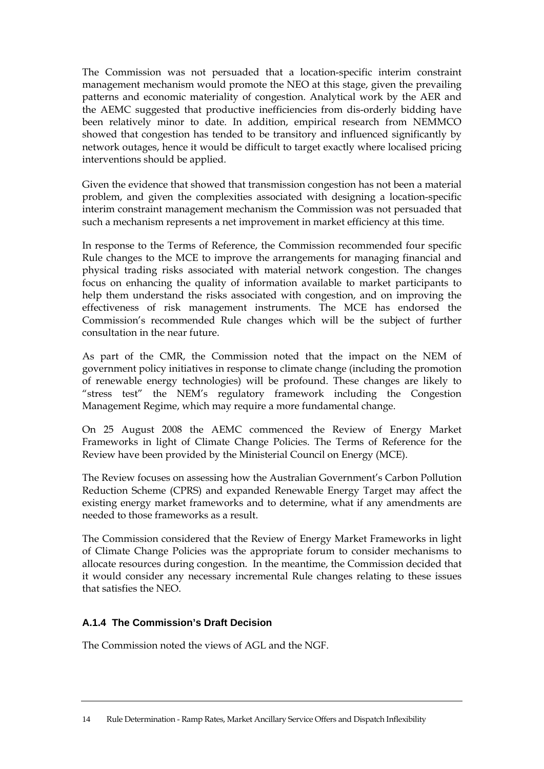The Commission was not persuaded that a location-specific interim constraint management mechanism would promote the NEO at this stage, given the prevailing patterns and economic materiality of congestion. Analytical work by the AER and the AEMC suggested that productive inefficiencies from dis-orderly bidding have been relatively minor to date. In addition, empirical research from NEMMCO showed that congestion has tended to be transitory and influenced significantly by network outages, hence it would be difficult to target exactly where localised pricing interventions should be applied.

Given the evidence that showed that transmission congestion has not been a material problem, and given the complexities associated with designing a location-specific interim constraint management mechanism the Commission was not persuaded that such a mechanism represents a net improvement in market efficiency at this time.

In response to the Terms of Reference, the Commission recommended four specific Rule changes to the MCE to improve the arrangements for managing financial and physical trading risks associated with material network congestion. The changes focus on enhancing the quality of information available to market participants to help them understand the risks associated with congestion, and on improving the effectiveness of risk management instruments. The MCE has endorsed the Commission's recommended Rule changes which will be the subject of further consultation in the near future.

As part of the CMR, the Commission noted that the impact on the NEM of government policy initiatives in response to climate change (including the promotion of renewable energy technologies) will be profound. These changes are likely to "stress test" the NEM's regulatory framework including the Congestion Management Regime, which may require a more fundamental change.

On 25 August 2008 the AEMC commenced the Review of Energy Market Frameworks in light of Climate Change Policies. The Terms of Reference for the Review have been provided by the Ministerial Council on Energy (MCE).

The Review focuses on assessing how the Australian Government's Carbon Pollution Reduction Scheme (CPRS) and expanded Renewable Energy Target may affect the existing energy market frameworks and to determine, what if any amendments are needed to those frameworks as a result.

The Commission considered that the Review of Energy Market Frameworks in light of Climate Change Policies was the appropriate forum to consider mechanisms to allocate resources during congestion. In the meantime, the Commission decided that it would consider any necessary incremental Rule changes relating to these issues that satisfies the NEO.

### A.1.4 The Commission's Draft Decision

The Commission noted the views of AGL and the NGF.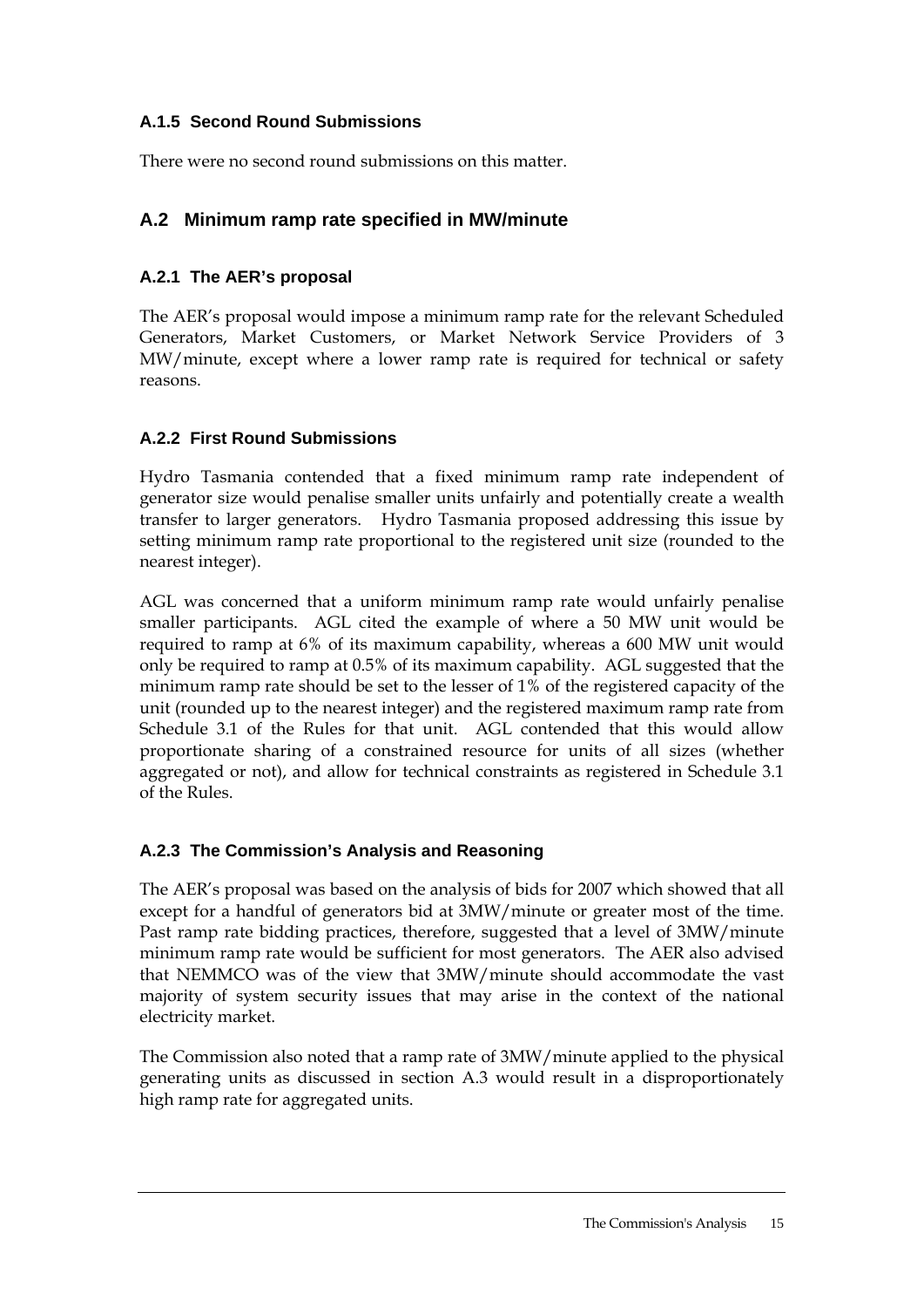### A.1.5 Second Round Submissions

There were no second round submissions on this matter.

## A.2 Minimum ramp rate specified in MW/minute

### A.2.1 The AER's proposal

The AER's proposal would impose a minimum ramp rate for the relevant Scheduled Generators, Market Customers, or Market Network Service Providers of 3 MW/minute, except where a lower ramp rate is required for technical or safety reasons.

### A.2.2 First Round Submissions

Hydro Tasmania contended that a fixed minimum ramp rate independent of generator size would penalise smaller units unfairly and potentially create a wealth transfer to larger generators. Hydro Tasmania proposed addressing this issue by setting minimum ramp rate proportional to the registered unit size (rounded to the nearest integer).

AGL was concerned that a uniform minimum ramp rate would unfairly penalise smaller participants. AGL cited the example of where a 50 MW unit would be required to ramp at 6% of its maximum capability, whereas a 600 MW unit would only be required to ramp at 0.5% of its maximum capability. AGL suggested that the minimum ramp rate should be set to the lesser of 1% of the registered capacity of the unit (rounded up to the nearest integer) and the registered maximum ramp rate from Schedule 3.1 of the Rules for that unit. AGL contended that this would allow proportionate sharing of a constrained resource for units of all sizes (whether aggregated or not), and allow for technical constraints as registered in Schedule 3.1 of the Rules.

### A.2.3 The Commission's Analysis and Reasoning

The AER's proposal was based on the analysis of bids for 2007 which showed that all except for a handful of generators bid at 3MW/minute or greater most of the time. Past ramp rate bidding practices, therefore, suggested that a level of 3MW/minute minimum ramp rate would be sufficient for most generators. The AER also advised that NEMMCO was of the view that 3MW/minute should accommodate the vast majority of system security issues that may arise in the context of the national electricity market.

The Commission also noted that a ramp rate of 3MW/minute applied to the physical generating units as discussed in section A.3 would result in a disproportionately high ramp rate for aggregated units.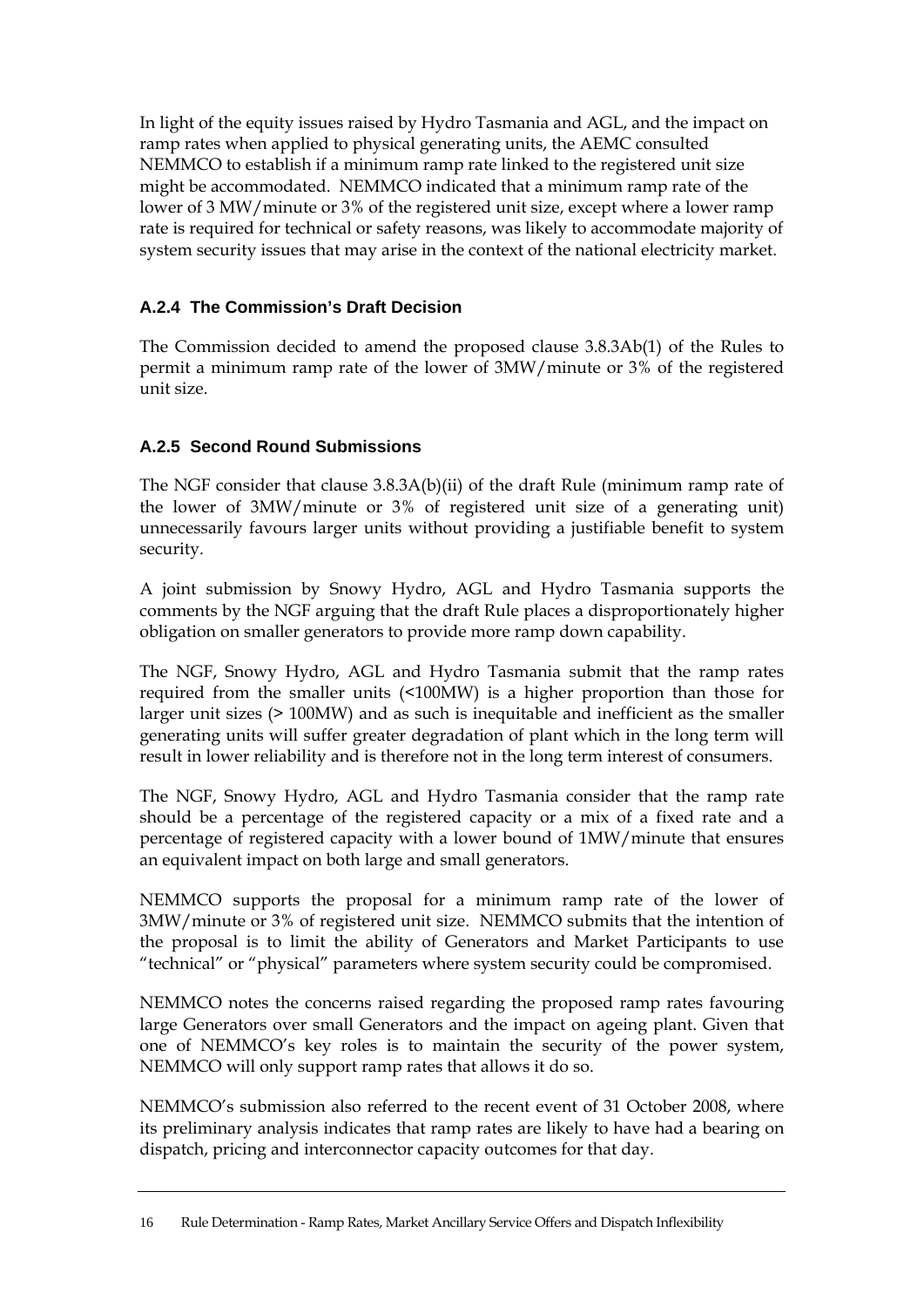In light of the equity issues raised by Hydro Tasmania and AGL, and the impact on ramp rates when applied to physical generating units, the AEMC consulted NEMMCO to establish if a minimum ramp rate linked to the registered unit size might be accommodated. NEMMCO indicated that a minimum ramp rate of the lower of 3 MW/minute or 3% of the registered unit size, except where a lower ramp rate is required for technical or safety reasons, was likely to accommodate majority of system security issues that may arise in the context of the national electricity market.

### A.2.4 The Commission's Draft Decision

The Commission decided to amend the proposed clause 3.8.3Ab(1) of the Rules to permit a minimum ramp rate of the lower of 3MW/minute or 3% of the registered unit size.

### A.2.5 Second Round Submissions

The NGF consider that clause 3.8.3A(b)(ii) of the draft Rule (minimum ramp rate of the lower of 3MW/minute or 3% of registered unit size of a generating unit) unnecessarily favours larger units without providing a justifiable benefit to system security.

A joint submission by Snowy Hydro, AGL and Hydro Tasmania supports the comments by the NGF arguing that the draft Rule places a disproportionately higher obligation on smaller generators to provide more ramp down capability.

The NGF, Snowy Hydro, AGL and Hydro Tasmania submit that the ramp rates required from the smaller units (<100MW) is a higher proportion than those for larger unit sizes (> 100MW) and as such is inequitable and inefficient as the smaller generating units will suffer greater degradation of plant which in the long term will result in lower reliability and is therefore not in the long term interest of consumers.

The NGF, Snowy Hydro, AGL and Hydro Tasmania consider that the ramp rate should be a percentage of the registered capacity or a mix of a fixed rate and a percentage of registered capacity with a lower bound of 1MW/minute that ensures an equivalent impact on both large and small generators.

NEMMCO supports the proposal for a minimum ramp rate of the lower of 3MW/minute or 3% of registered unit size. NEMMCO submits that the intention of the proposal is to limit the ability of Generators and Market Participants to use "technical" or "physical" parameters where system security could be compromised.

NEMMCO notes the concerns raised regarding the proposed ramp rates favouring large Generators over small Generators and the impact on ageing plant. Given that one of NEMMCO's key roles is to maintain the security of the power system, NEMMCO will only support ramp rates that allows it do so.

NEMMCO's submission also referred to the recent event of 31 October 2008, where its preliminary analysis indicates that ramp rates are likely to have had a bearing on dispatch, pricing and interconnector capacity outcomes for that day.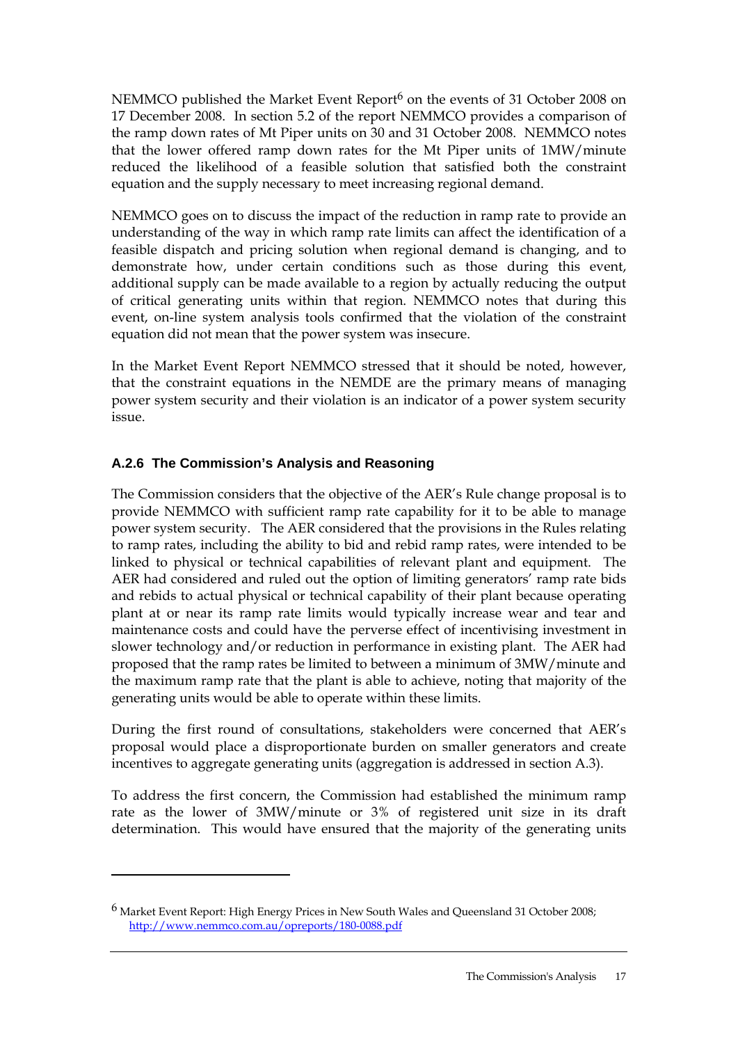NEMMCO published the Market Event Report[6] on the events of 31 October 2008 on 17 December 2008. In section 5.2 of the report NEMMCO provides a comparison of the ramp down rates of Mt Piper units on 30 and 31 October 2008. NEMMCO notes that the lower offered ramp down rates for the Mt Piper units of 1MW/minute reduced the likelihood of a feasible solution that satisfied both the constraint equation and the supply necessary to meet increasing regional demand.

NEMMCO goes on to discuss the impact of the reduction in ramp rate to provide an understanding of the way in which ramp rate limits can affect the identification of a feasible dispatch and pricing solution when regional demand is changing, and to demonstrate how, under certain conditions such as those during this event, additional supply can be made available to a region by actually reducing the output of critical generating units within that region. NEMMCO notes that during this event, on-line system analysis tools confirmed that the violation of the constraint equation did not mean that the power system was insecure.

In the Market Event Report NEMMCO stressed that it should be noted, however, that the constraint equations in the NEMDE are the primary means of managing power system security and their violation is an indicator of a power system security issue.

### A.2.6 The Commission's Analysis and Reasoning

The Commission considers that the objective of the AER's Rule change proposal is to provide NEMMCO with sufficient ramp rate capability for it to be able to manage power system security. The AER considered that the provisions in the Rules relating to ramp rates, including the ability to bid and rebid ramp rates, were intended to be linked to physical or technical capabilities of relevant plant and equipment. The AER had considered and ruled out the option of limiting generators' ramp rate bids and rebids to actual physical or technical capability of their plant because operating plant at or near its ramp rate limits would typically increase wear and tear and maintenance costs and could have the perverse effect of incentivising investment in slower technology and/or reduction in performance in existing plant. The AER had proposed that the ramp rates be limited to between a minimum of 3MW/minute and the maximum ramp rate that the plant is able to achieve, noting that majority of the generating units would be able to operate within these limits.

During the first round of consultations, stakeholders were concerned that AER's proposal would place a disproportionate burden on smaller generators and create incentives to aggregate generating units (aggregation is addressed in section A.3).

To address the first concern, the Commission had established the minimum ramp rate as the lower of 3MW/minute or 3% of registered unit size in its draft determination. This would have ensured that the majority of the generating units

---

[6] Market Event Report: High Energy Prices in New South Wales and Queensland 31 October 2008; http://www.nemmco.com.au/opreports/180-0088.pdf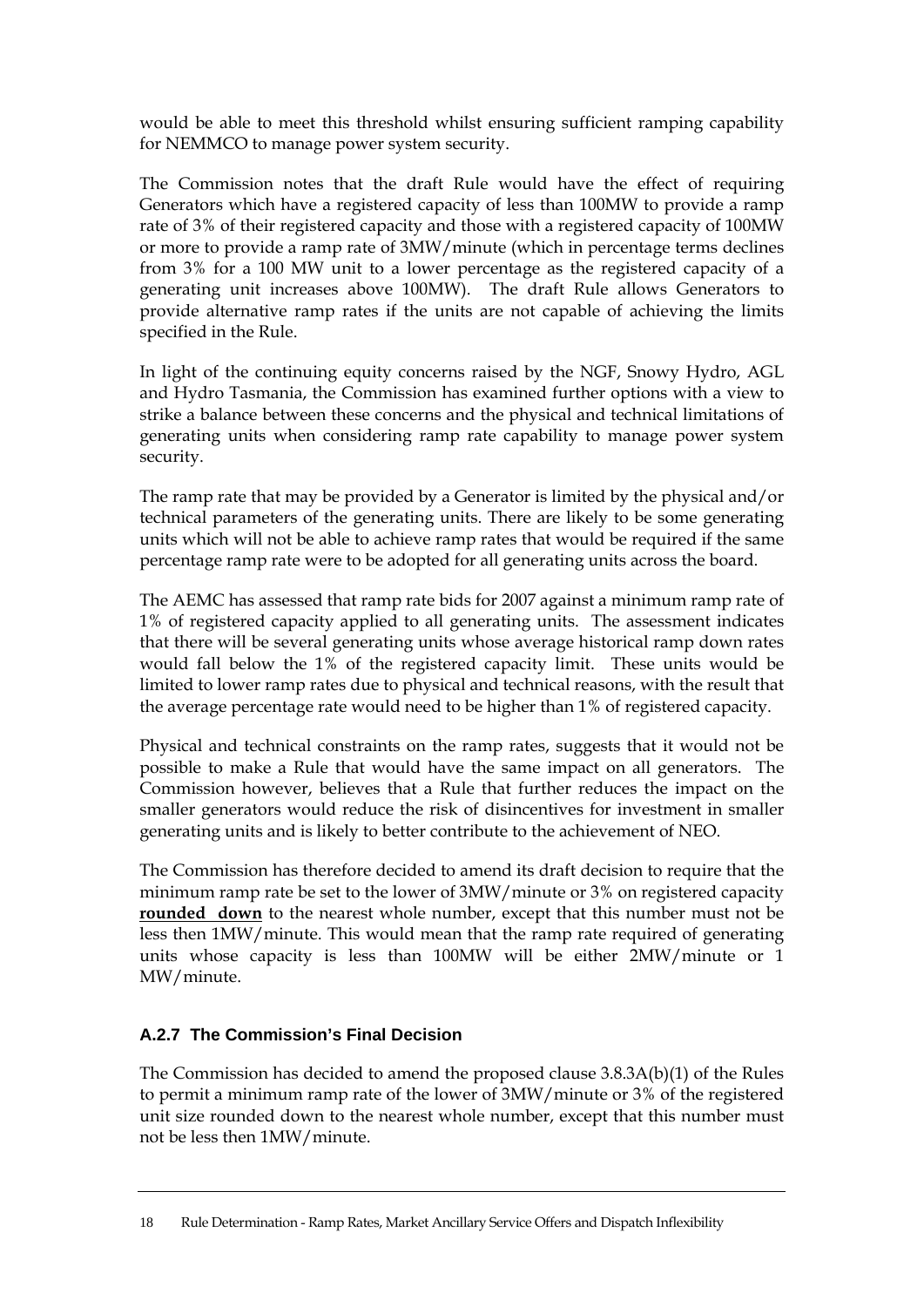would be able to meet this threshold whilst ensuring sufficient ramping capability for NEMMCO to manage power system security.

The Commission notes that the draft Rule would have the effect of requiring Generators which have a registered capacity of less than 100MW to provide a ramp rate of 3% of their registered capacity and those with a registered capacity of 100MW or more to provide a ramp rate of 3MW/minute (which in percentage terms declines from 3% for a 100 MW unit to a lower percentage as the registered capacity of a generating unit increases above 100MW). The draft Rule allows Generators to provide alternative ramp rates if the units are not capable of achieving the limits specified in the Rule.

In light of the continuing equity concerns raised by the NGF, Snowy Hydro, AGL and Hydro Tasmania, the Commission has examined further options with a view to strike a balance between these concerns and the physical and technical limitations of generating units when considering ramp rate capability to manage power system security.

The ramp rate that may be provided by a Generator is limited by the physical and/or technical parameters of the generating units. There are likely to be some generating units which will not be able to achieve ramp rates that would be required if the same percentage ramp rate were to be adopted for all generating units across the board.

The AEMC has assessed that ramp rate bids for 2007 against a minimum ramp rate of 1% of registered capacity applied to all generating units. The assessment indicates that there will be several generating units whose average historical ramp down rates would fall below the 1% of the registered capacity limit. These units would be limited to lower ramp rates due to physical and technical reasons, with the result that the average percentage rate would need to be higher than 1% of registered capacity.

Physical and technical constraints on the ramp rates, suggests that it would not be possible to make a Rule that would have the same impact on all generators. The Commission however, believes that a Rule that further reduces the impact on the smaller generators would reduce the risk of disincentives for investment in smaller generating units and is likely to better contribute to the achievement of NEO.

The Commission has therefore decided to amend its draft decision to require that the minimum ramp rate be set to the lower of 3MW/minute or 3% on registered capacity **rounded down** to the nearest whole number, except that this number must not be less then 1MW/minute. This would mean that the ramp rate required of generating units whose capacity is less than 100MW will be either 2MW/minute or 1 MW/minute.

### A.2.7 The Commission's Final Decision

The Commission has decided to amend the proposed clause 3.8.3A(b)(1) of the Rules to permit a minimum ramp rate of the lower of 3MW/minute or 3% of the registered unit size rounded down to the nearest whole number, except that this number must not be less then 1MW/minute.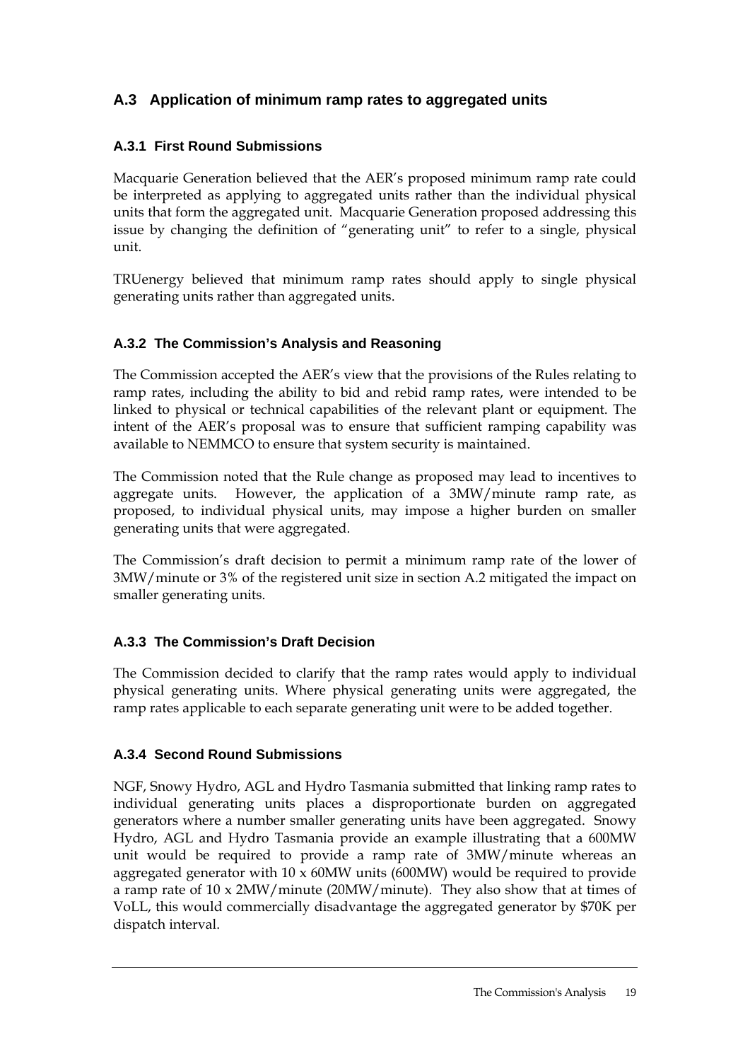## A.3 Application of minimum ramp rates to aggregated units

### A.3.1 First Round Submissions

Macquarie Generation believed that the AER's proposed minimum ramp rate could be interpreted as applying to aggregated units rather than the individual physical units that form the aggregated unit. Macquarie Generation proposed addressing this issue by changing the definition of "generating unit" to refer to a single, physical unit.

TRUenergy believed that minimum ramp rates should apply to single physical generating units rather than aggregated units.

### A.3.2 The Commission's Analysis and Reasoning

The Commission accepted the AER's view that the provisions of the Rules relating to ramp rates, including the ability to bid and rebid ramp rates, were intended to be linked to physical or technical capabilities of the relevant plant or equipment. The intent of the AER's proposal was to ensure that sufficient ramping capability was available to NEMMCO to ensure that system security is maintained.

The Commission noted that the Rule change as proposed may lead to incentives to aggregate units. However, the application of a 3MW/minute ramp rate, as proposed, to individual physical units, may impose a higher burden on smaller generating units that were aggregated.

The Commission's draft decision to permit a minimum ramp rate of the lower of 3MW/minute or 3% of the registered unit size in section A.2 mitigated the impact on smaller generating units.

### A.3.3 The Commission's Draft Decision

The Commission decided to clarify that the ramp rates would apply to individual physical generating units. Where physical generating units were aggregated, the ramp rates applicable to each separate generating unit were to be added together.

### A.3.4 Second Round Submissions

NGF, Snowy Hydro, AGL and Hydro Tasmania submitted that linking ramp rates to individual generating units places a disproportionate burden on aggregated generators where a number smaller generating units have been aggregated. Snowy Hydro, AGL and Hydro Tasmania provide an example illustrating that a 600MW unit would be required to provide a ramp rate of 3MW/minute whereas an aggregated generator with 10 x 60MW units (600MW) would be required to provide a ramp rate of 10 x 2MW/minute (20MW/minute). They also show that at times of VoLL, this would commercially disadvantage the aggregated generator by $70K per dispatch interval.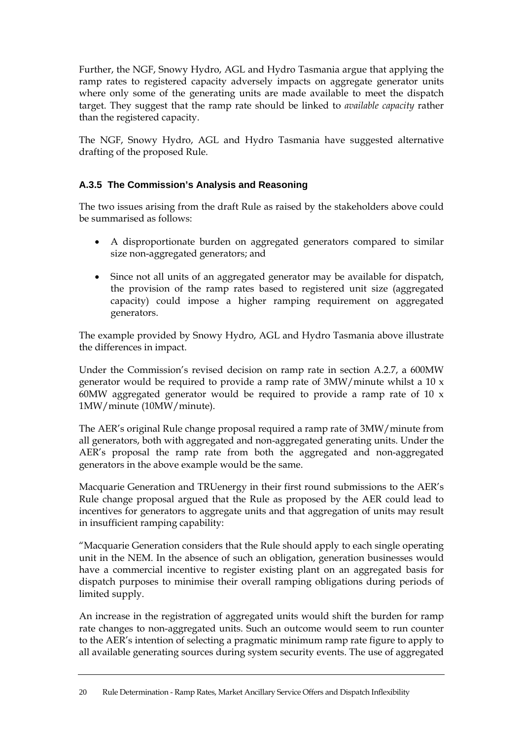Further, the NGF, Snowy Hydro, AGL and Hydro Tasmania argue that applying the ramp rates to registered capacity adversely impacts on aggregate generator units where only some of the generating units are made available to meet the dispatch target. They suggest that the ramp rate should be linked to *available capacity* rather than the registered capacity.

The NGF, Snowy Hydro, AGL and Hydro Tasmania have suggested alternative drafting of the proposed Rule.

### A.3.5 The Commission's Analysis and Reasoning

The two issues arising from the draft Rule as raised by the stakeholders above could be summarised as follows:

- A disproportionate burden on aggregated generators compared to similar size non-aggregated generators; and
- Since not all units of an aggregated generator may be available for dispatch, the provision of the ramp rates based to registered unit size (aggregated capacity) could impose a higher ramping requirement on aggregated generators.

The example provided by Snowy Hydro, AGL and Hydro Tasmania above illustrate the differences in impact.

Under the Commission's revised decision on ramp rate in section A.2.7, a 600MW generator would be required to provide a ramp rate of 3MW/minute whilst a 10 x 60MW aggregated generator would be required to provide a ramp rate of 10 x 1MW/minute (10MW/minute).

The AER's original Rule change proposal required a ramp rate of 3MW/minute from all generators, both with aggregated and non-aggregated generating units. Under the AER's proposal the ramp rate from both the aggregated and non-aggregated generators in the above example would be the same.

Macquarie Generation and TRUenergy in their first round submissions to the AER's Rule change proposal argued that the Rule as proposed by the AER could lead to incentives for generators to aggregate units and that aggregation of units may result in insufficient ramping capability:

"Macquarie Generation considers that the Rule should apply to each single operating unit in the NEM. In the absence of such an obligation, generation businesses would have a commercial incentive to register existing plant on an aggregated basis for dispatch purposes to minimise their overall ramping obligations during periods of limited supply.

An increase in the registration of aggregated units would shift the burden for ramp rate changes to non-aggregated units. Such an outcome would seem to run counter to the AER's intention of selecting a pragmatic minimum ramp rate figure to apply to all available generating sources during system security events. The use of aggregated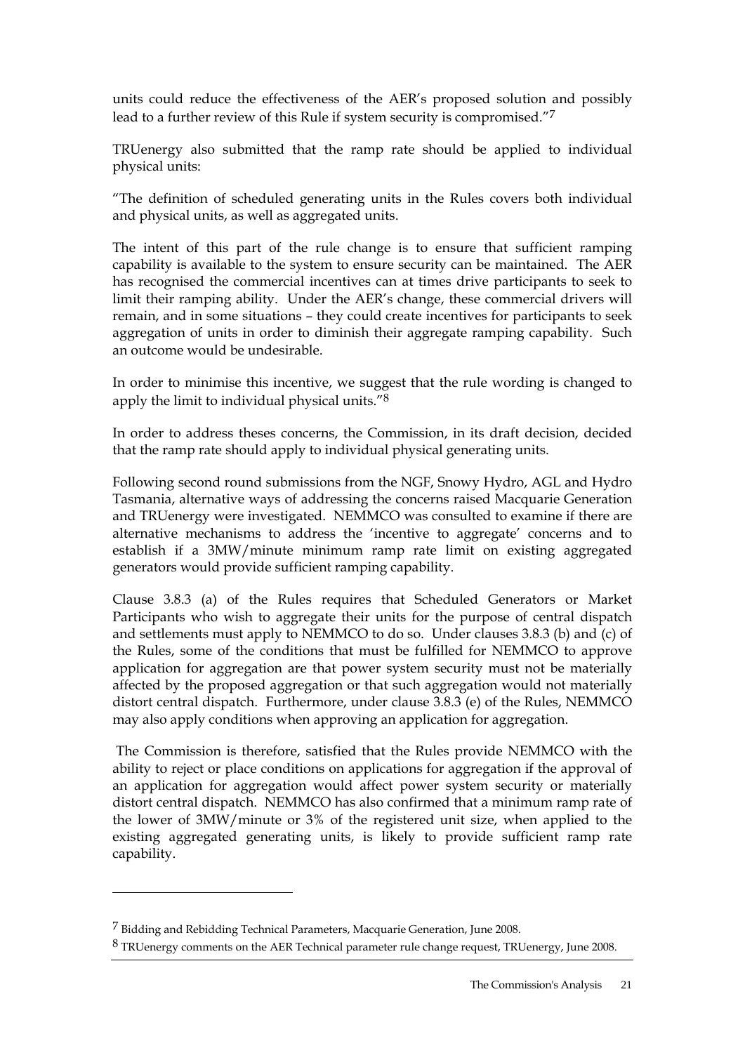units could reduce the effectiveness of the AER's proposed solution and possibly lead to a further review of this Rule if system security is compromised."[7]

TRUenergy also submitted that the ramp rate should be applied to individual physical units:

"The definition of scheduled generating units in the Rules covers both individual and physical units, as well as aggregated units.

The intent of this part of the rule change is to ensure that sufficient ramping capability is available to the system to ensure security can be maintained. The AER has recognised the commercial incentives can at times drive participants to seek to limit their ramping ability. Under the AER's change, these commercial drivers will remain, and in some situations – they could create incentives for participants to seek aggregation of units in order to diminish their aggregate ramping capability. Such an outcome would be undesirable.

In order to minimise this incentive, we suggest that the rule wording is changed to apply the limit to individual physical units."[8]

In order to address theses concerns, the Commission, in its draft decision, decided that the ramp rate should apply to individual physical generating units.

Following second round submissions from the NGF, Snowy Hydro, AGL and Hydro Tasmania, alternative ways of addressing the concerns raised Macquarie Generation and TRUenergy were investigated. NEMMCO was consulted to examine if there are alternative mechanisms to address the 'incentive to aggregate' concerns and to establish if a 3MW/minute minimum ramp rate limit on existing aggregated generators would provide sufficient ramping capability.

Clause 3.8.3 (a) of the Rules requires that Scheduled Generators or Market Participants who wish to aggregate their units for the purpose of central dispatch and settlements must apply to NEMMCO to do so. Under clauses 3.8.3 (b) and (c) of the Rules, some of the conditions that must be fulfilled for NEMMCO to approve application for aggregation are that power system security must not be materially affected by the proposed aggregation or that such aggregation would not materially distort central dispatch. Furthermore, under clause 3.8.3 (e) of the Rules, NEMMCO may also apply conditions when approving an application for aggregation.

The Commission is therefore, satisfied that the Rules provide NEMMCO with the ability to reject or place conditions on applications for aggregation if the approval of an application for aggregation would affect power system security or materially distort central dispatch. NEMMCO has also confirmed that a minimum ramp rate of the lower of 3MW/minute or 3% of the registered unit size, when applied to the existing aggregated generating units, is likely to provide sufficient ramp rate capability.

---

[7] Bidding and Rebidding Technical Parameters, Macquarie Generation, June 2008.

[8] TRUenergy comments on the AER Technical parameter rule change request, TRUenergy, June 2008.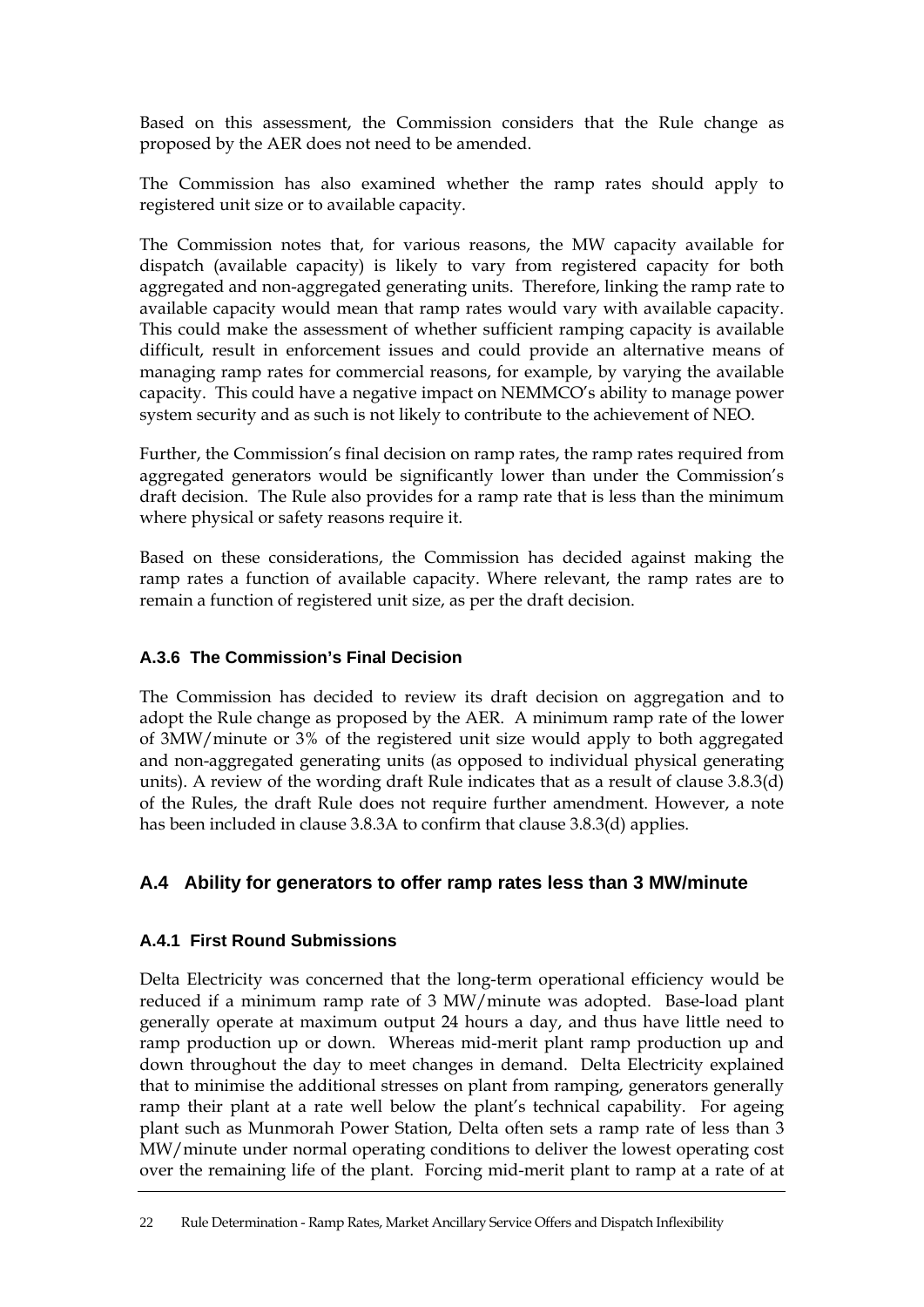Based on this assessment, the Commission considers that the Rule change as proposed by the AER does not need to be amended.

The Commission has also examined whether the ramp rates should apply to registered unit size or to available capacity.

The Commission notes that, for various reasons, the MW capacity available for dispatch (available capacity) is likely to vary from registered capacity for both aggregated and non-aggregated generating units. Therefore, linking the ramp rate to available capacity would mean that ramp rates would vary with available capacity. This could make the assessment of whether sufficient ramping capacity is available difficult, result in enforcement issues and could provide an alternative means of managing ramp rates for commercial reasons, for example, by varying the available capacity. This could have a negative impact on NEMMCO's ability to manage power system security and as such is not likely to contribute to the achievement of NEO.

Further, the Commission's final decision on ramp rates, the ramp rates required from aggregated generators would be significantly lower than under the Commission's draft decision. The Rule also provides for a ramp rate that is less than the minimum where physical or safety reasons require it.

Based on these considerations, the Commission has decided against making the ramp rates a function of available capacity. Where relevant, the ramp rates are to remain a function of registered unit size, as per the draft decision.

### A.3.6 The Commission's Final Decision

The Commission has decided to review its draft decision on aggregation and to adopt the Rule change as proposed by the AER. A minimum ramp rate of the lower of 3MW/minute or 3% of the registered unit size would apply to both aggregated and non-aggregated generating units (as opposed to individual physical generating units). A review of the wording draft Rule indicates that as a result of clause 3.8.3(d) of the Rules, the draft Rule does not require further amendment. However, a note has been included in clause 3.8.3A to confirm that clause 3.8.3(d) applies.

## A.4 Ability for generators to offer ramp rates less than 3 MW/minute

### A.4.1 First Round Submissions

Delta Electricity was concerned that the long-term operational efficiency would be reduced if a minimum ramp rate of 3 MW/minute was adopted. Base-load plant generally operate at maximum output 24 hours a day, and thus have little need to ramp production up or down. Whereas mid-merit plant ramp production up and down throughout the day to meet changes in demand. Delta Electricity explained that to minimise the additional stresses on plant from ramping, generators generally ramp their plant at a rate well below the plant's technical capability. For ageing plant such as Munmorah Power Station, Delta often sets a ramp rate of less than 3 MW/minute under normal operating conditions to deliver the lowest operating cost over the remaining life of the plant. Forcing mid-merit plant to ramp at a rate of at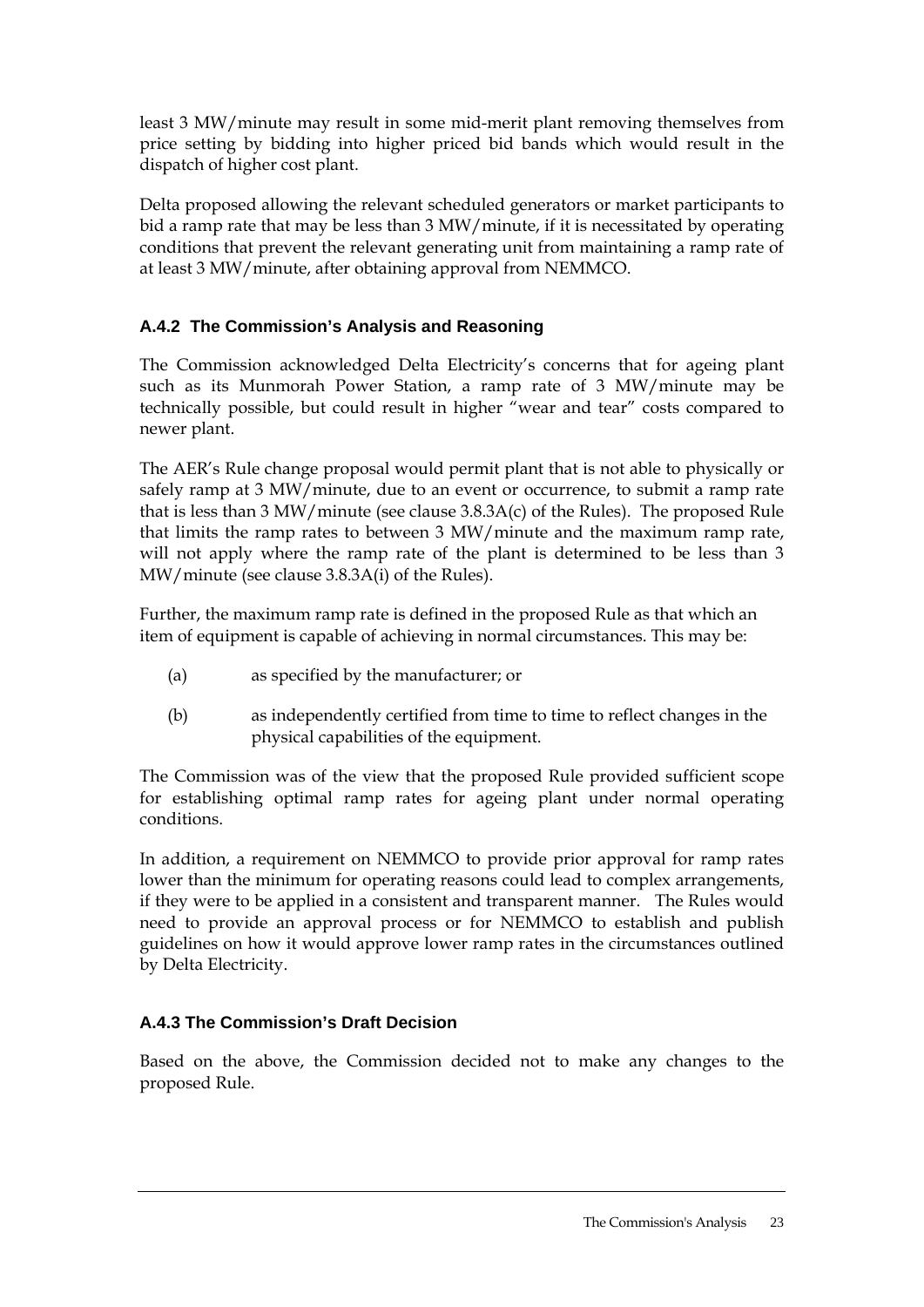least 3 MW/minute may result in some mid-merit plant removing themselves from price setting by bidding into higher priced bid bands which would result in the dispatch of higher cost plant.

Delta proposed allowing the relevant scheduled generators or market participants to bid a ramp rate that may be less than 3 MW/minute, if it is necessitated by operating conditions that prevent the relevant generating unit from maintaining a ramp rate of at least 3 MW/minute, after obtaining approval from NEMMCO.

### A.4.2 The Commission's Analysis and Reasoning

The Commission acknowledged Delta Electricity's concerns that for ageing plant such as its Munmorah Power Station, a ramp rate of 3 MW/minute may be technically possible, but could result in higher "wear and tear" costs compared to newer plant.

The AER's Rule change proposal would permit plant that is not able to physically or safely ramp at 3 MW/minute, due to an event or occurrence, to submit a ramp rate that is less than 3 MW/minute (see clause 3.8.3A(c) of the Rules). The proposed Rule that limits the ramp rates to between 3 MW/minute and the maximum ramp rate, will not apply where the ramp rate of the plant is determined to be less than 3 MW/minute (see clause 3.8.3A(i) of the Rules).

Further, the maximum ramp rate is defined in the proposed Rule as that which an item of equipment is capable of achieving in normal circumstances. This may be:

(a) as specified by the manufacturer; or

(b) as independently certified from time to time to reflect changes in the physical capabilities of the equipment.

The Commission was of the view that the proposed Rule provided sufficient scope for establishing optimal ramp rates for ageing plant under normal operating conditions.

In addition, a requirement on NEMMCO to provide prior approval for ramp rates lower than the minimum for operating reasons could lead to complex arrangements, if they were to be applied in a consistent and transparent manner. The Rules would need to provide an approval process or for NEMMCO to establish and publish guidelines on how it would approve lower ramp rates in the circumstances outlined by Delta Electricity.

### A.4.3 The Commission's Draft Decision

Based on the above, the Commission decided not to make any changes to the proposed Rule.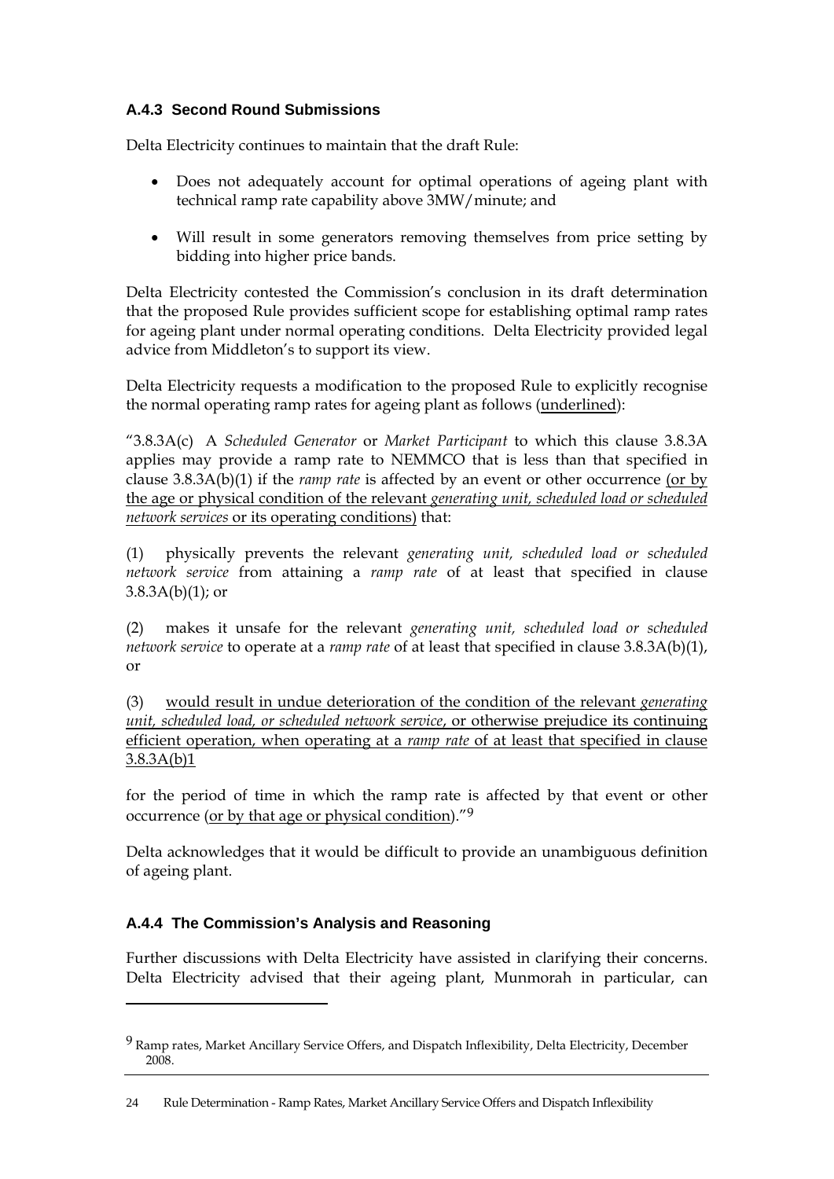### A.4.3 Second Round Submissions

Delta Electricity continues to maintain that the draft Rule:

- Does not adequately account for optimal operations of ageing plant with technical ramp rate capability above 3MW/minute; and
- Will result in some generators removing themselves from price setting by bidding into higher price bands.

Delta Electricity contested the Commission's conclusion in its draft determination that the proposed Rule provides sufficient scope for establishing optimal ramp rates for ageing plant under normal operating conditions. Delta Electricity provided legal advice from Middleton's to support its view.

Delta Electricity requests a modification to the proposed Rule to explicitly recognise the normal operating ramp rates for ageing plant as follows (<u>underlined</u>):

"3.8.3A(c) A *Scheduled Generator* or *Market Participant* to which this clause 3.8.3A applies may provide a ramp rate to NEMMCO that is less than that specified in clause 3.8.3A(b)(1) if the *ramp rate* is affected by an event or other occurrence <u>(or by the age or physical condition of the relevant *generating unit, scheduled load or scheduled network services* or its operating conditions)</u> that:

(1) physically prevents the relevant *generating unit, scheduled load or scheduled network service* from attaining a *ramp rate* of at least that specified in clause 3.8.3A(b)(1); or

(2) makes it unsafe for the relevant *generating unit, scheduled load or scheduled network service* to operate at a *ramp rate* of at least that specified in clause 3.8.3A(b)(1), or

(3) <u>would result in undue deterioration of the condition of the relevant *generating unit, scheduled load, or scheduled network service*, or otherwise prejudice its continuing efficient operation, when operating at a *ramp rate* of at least that specified in clause 3.8.3A(b)1</u>

for the period of time in which the ramp rate is affected by that event or other occurrence (<u>or by that age or physical condition</u>)."[9]

Delta acknowledges that it would be difficult to provide an unambiguous definition of ageing plant.

### A.4.4 The Commission's Analysis and Reasoning

Further discussions with Delta Electricity have assisted in clarifying their concerns. Delta Electricity advised that their ageing plant, Munmorah in particular, can

[9] Ramp rates, Market Ancillary Service Offers, and Dispatch Inflexibility, Delta Electricity, December 2008.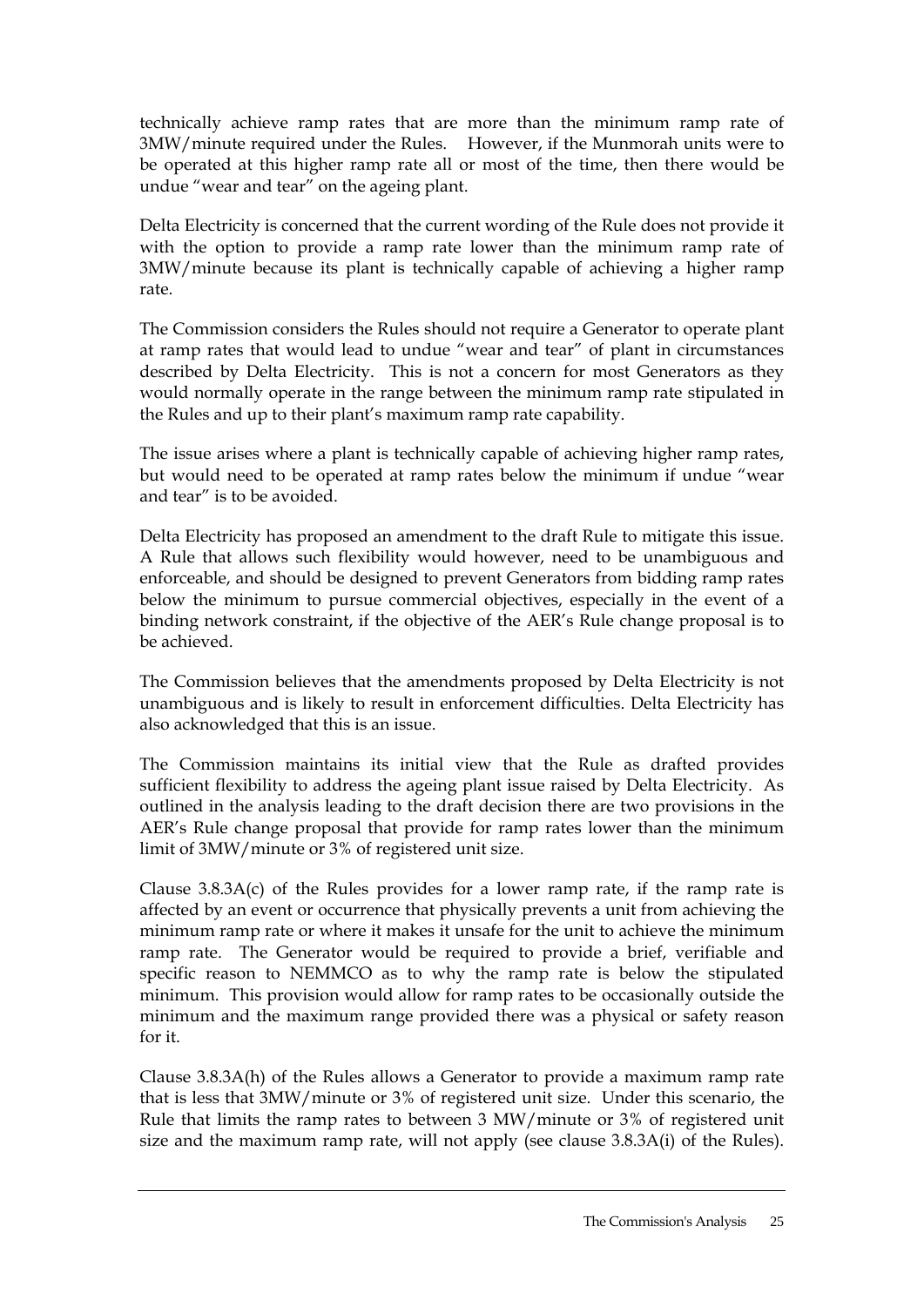technically achieve ramp rates that are more than the minimum ramp rate of 3MW/minute required under the Rules. However, if the Munmorah units were to be operated at this higher ramp rate all or most of the time, then there would be undue "wear and tear" on the ageing plant.

Delta Electricity is concerned that the current wording of the Rule does not provide it with the option to provide a ramp rate lower than the minimum ramp rate of 3MW/minute because its plant is technically capable of achieving a higher ramp rate.

The Commission considers the Rules should not require a Generator to operate plant at ramp rates that would lead to undue "wear and tear" of plant in circumstances described by Delta Electricity. This is not a concern for most Generators as they would normally operate in the range between the minimum ramp rate stipulated in the Rules and up to their plant's maximum ramp rate capability.

The issue arises where a plant is technically capable of achieving higher ramp rates, but would need to be operated at ramp rates below the minimum if undue "wear and tear" is to be avoided.

Delta Electricity has proposed an amendment to the draft Rule to mitigate this issue. A Rule that allows such flexibility would however, need to be unambiguous and enforceable, and should be designed to prevent Generators from bidding ramp rates below the minimum to pursue commercial objectives, especially in the event of a binding network constraint, if the objective of the AER's Rule change proposal is to be achieved.

The Commission believes that the amendments proposed by Delta Electricity is not unambiguous and is likely to result in enforcement difficulties. Delta Electricity has also acknowledged that this is an issue.

The Commission maintains its initial view that the Rule as drafted provides sufficient flexibility to address the ageing plant issue raised by Delta Electricity. As outlined in the analysis leading to the draft decision there are two provisions in the AER's Rule change proposal that provide for ramp rates lower than the minimum limit of 3MW/minute or 3% of registered unit size.

Clause 3.8.3A(c) of the Rules provides for a lower ramp rate, if the ramp rate is affected by an event or occurrence that physically prevents a unit from achieving the minimum ramp rate or where it makes it unsafe for the unit to achieve the minimum ramp rate. The Generator would be required to provide a brief, verifiable and specific reason to NEMMCO as to why the ramp rate is below the stipulated minimum. This provision would allow for ramp rates to be occasionally outside the minimum and the maximum range provided there was a physical or safety reason for it.

Clause 3.8.3A(h) of the Rules allows a Generator to provide a maximum ramp rate that is less that 3MW/minute or 3% of registered unit size. Under this scenario, the Rule that limits the ramp rates to between 3 MW/minute or 3% of registered unit size and the maximum ramp rate, will not apply (see clause 3.8.3A(i) of the Rules).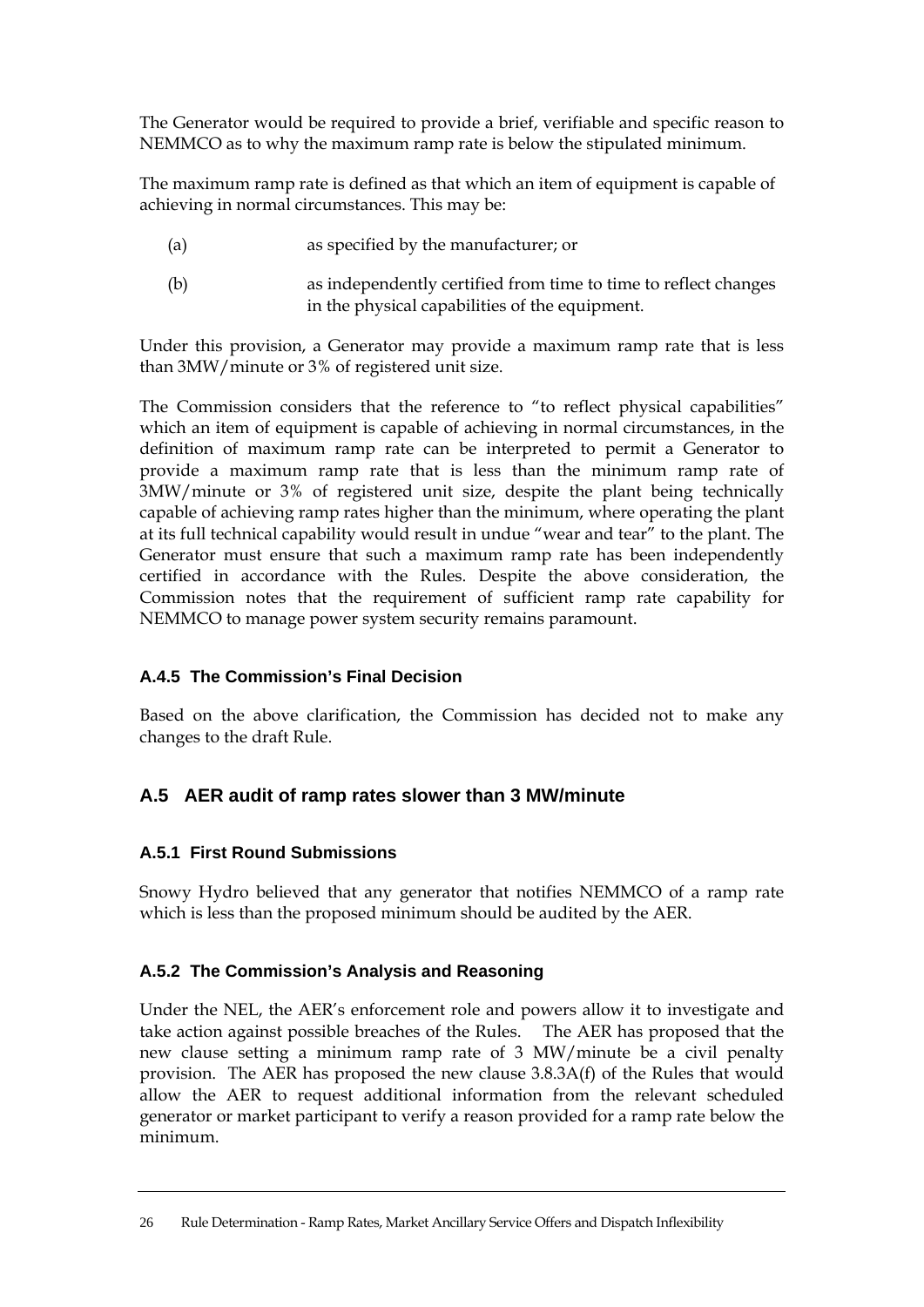The Generator would be required to provide a brief, verifiable and specific reason to NEMMCO as to why the maximum ramp rate is below the stipulated minimum.

The maximum ramp rate is defined as that which an item of equipment is capable of achieving in normal circumstances. This may be:

(a) as specified by the manufacturer; or

(b) as independently certified from time to time to reflect changes in the physical capabilities of the equipment.

Under this provision, a Generator may provide a maximum ramp rate that is less than 3MW/minute or 3% of registered unit size.

The Commission considers that the reference to "to reflect physical capabilities" which an item of equipment is capable of achieving in normal circumstances, in the definition of maximum ramp rate can be interpreted to permit a Generator to provide a maximum ramp rate that is less than the minimum ramp rate of 3MW/minute or 3% of registered unit size, despite the plant being technically capable of achieving ramp rates higher than the minimum, where operating the plant at its full technical capability would result in undue "wear and tear" to the plant. The Generator must ensure that such a maximum ramp rate has been independently certified in accordance with the Rules. Despite the above consideration, the Commission notes that the requirement of sufficient ramp rate capability for NEMMCO to manage power system security remains paramount.

### A.4.5 The Commission's Final Decision

Based on the above clarification, the Commission has decided not to make any changes to the draft Rule.

## A.5 AER audit of ramp rates slower than 3 MW/minute

### A.5.1 First Round Submissions

Snowy Hydro believed that any generator that notifies NEMMCO of a ramp rate which is less than the proposed minimum should be audited by the AER.

### A.5.2 The Commission's Analysis and Reasoning

Under the NEL, the AER's enforcement role and powers allow it to investigate and take action against possible breaches of the Rules. The AER has proposed that the new clause setting a minimum ramp rate of 3 MW/minute be a civil penalty provision. The AER has proposed the new clause 3.8.3A(f) of the Rules that would allow the AER to request additional information from the relevant scheduled generator or market participant to verify a reason provided for a ramp rate below the minimum.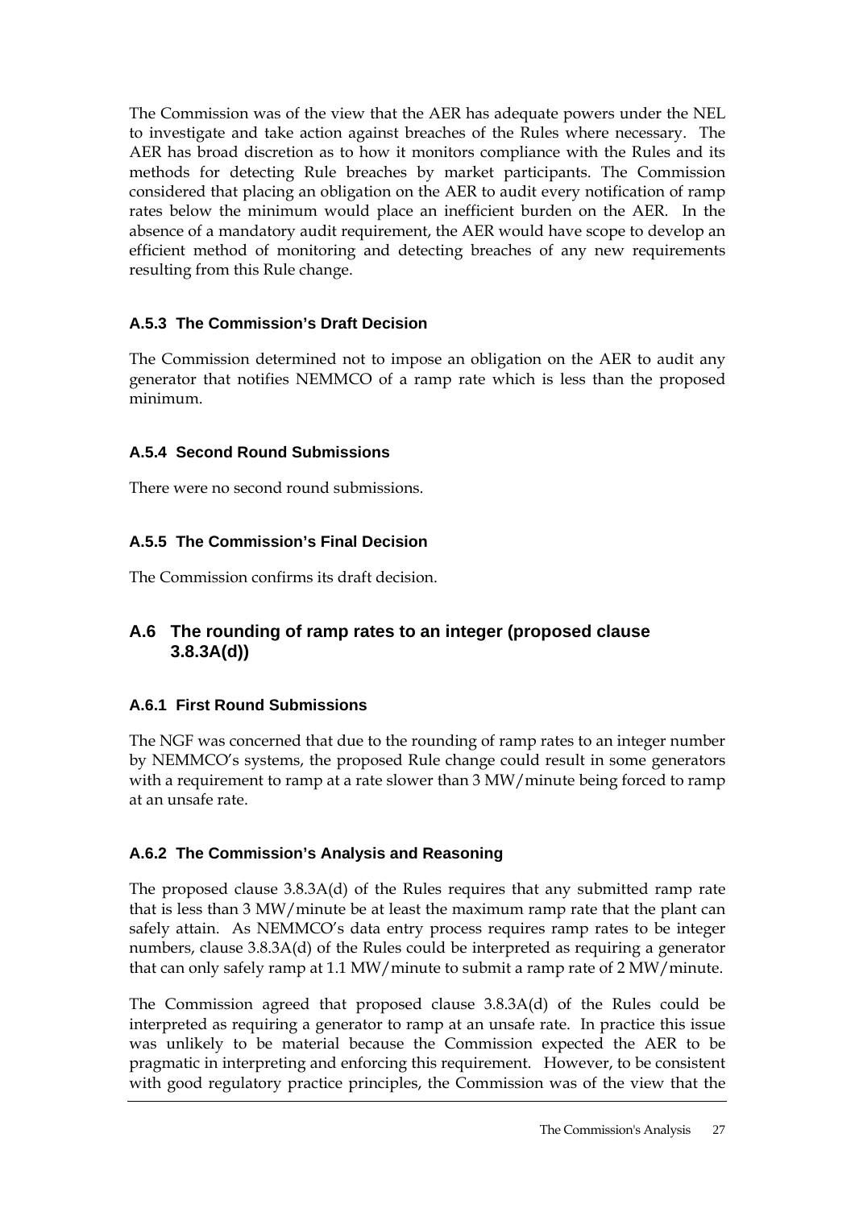The Commission was of the view that the AER has adequate powers under the NEL to investigate and take action against breaches of the Rules where necessary. The AER has broad discretion as to how it monitors compliance with the Rules and its methods for detecting Rule breaches by market participants. The Commission considered that placing an obligation on the AER to audit every notification of ramp rates below the minimum would place an inefficient burden on the AER. In the absence of a mandatory audit requirement, the AER would have scope to develop an efficient method of monitoring and detecting breaches of any new requirements resulting from this Rule change.

### A.5.3 The Commission's Draft Decision

The Commission determined not to impose an obligation on the AER to audit any generator that notifies NEMMCO of a ramp rate which is less than the proposed minimum.

### A.5.4 Second Round Submissions

There were no second round submissions.

### A.5.5 The Commission's Final Decision

The Commission confirms its draft decision.

## A.6 The rounding of ramp rates to an integer (proposed clause 3.8.3A(d))

### A.6.1 First Round Submissions

The NGF was concerned that due to the rounding of ramp rates to an integer number by NEMMCO's systems, the proposed Rule change could result in some generators with a requirement to ramp at a rate slower than 3 MW/minute being forced to ramp at an unsafe rate.

### A.6.2 The Commission's Analysis and Reasoning

The proposed clause 3.8.3A(d) of the Rules requires that any submitted ramp rate that is less than 3 MW/minute be at least the maximum ramp rate that the plant can safely attain. As NEMMCO's data entry process requires ramp rates to be integer numbers, clause 3.8.3A(d) of the Rules could be interpreted as requiring a generator that can only safely ramp at 1.1 MW/minute to submit a ramp rate of 2 MW/minute.

The Commission agreed that proposed clause 3.8.3A(d) of the Rules could be interpreted as requiring a generator to ramp at an unsafe rate. In practice this issue was unlikely to be material because the Commission expected the AER to be pragmatic in interpreting and enforcing this requirement. However, to be consistent with good regulatory practice principles, the Commission was of the view that the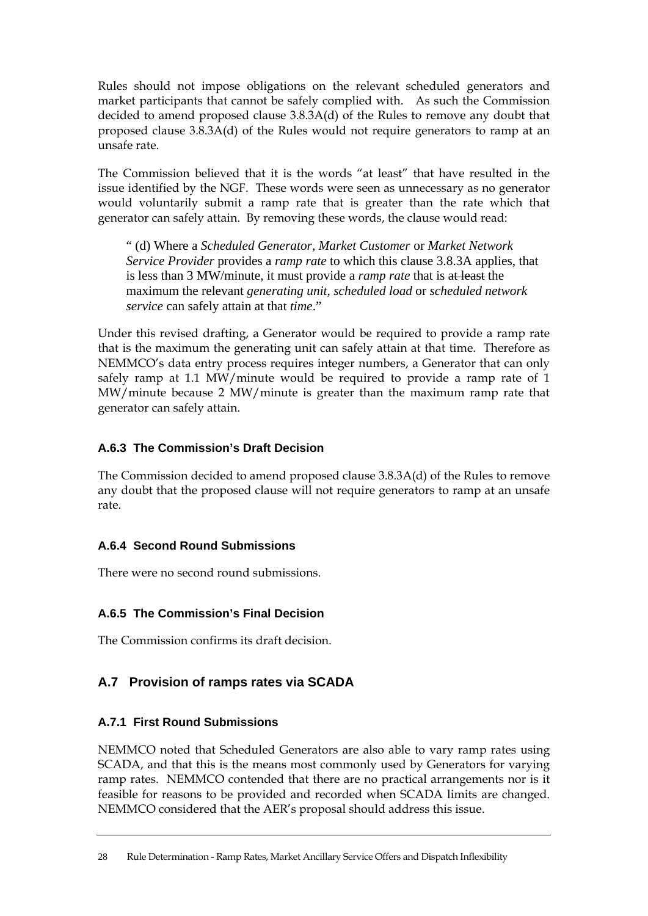Rules should not impose obligations on the relevant scheduled generators and market participants that cannot be safely complied with. As such the Commission decided to amend proposed clause 3.8.3A(d) of the Rules to remove any doubt that proposed clause 3.8.3A(d) of the Rules would not require generators to ramp at an unsafe rate.

The Commission believed that it is the words "at least" that have resulted in the issue identified by the NGF. These words were seen as unnecessary as no generator would voluntarily submit a ramp rate that is greater than the rate which that generator can safely attain. By removing these words, the clause would read:

> " (d) Where a *Scheduled Generator*, *Market Customer* or *Market Network Service Provider* provides a *ramp rate* to which this clause 3.8.3A applies, that is less than 3 MW/minute, it must provide a *ramp rate* that is ~~at least~~ the maximum the relevant *generating unit*, *scheduled load* or *scheduled network service* can safely attain at that *time*."

Under this revised drafting, a Generator would be required to provide a ramp rate that is the maximum the generating unit can safely attain at that time. Therefore as NEMMCO's data entry process requires integer numbers, a Generator that can only safely ramp at 1.1 MW/minute would be required to provide a ramp rate of 1 MW/minute because 2 MW/minute is greater than the maximum ramp rate that generator can safely attain.

### A.6.3 The Commission's Draft Decision

The Commission decided to amend proposed clause 3.8.3A(d) of the Rules to remove any doubt that the proposed clause will not require generators to ramp at an unsafe rate.

### A.6.4 Second Round Submissions

There were no second round submissions.

### A.6.5 The Commission's Final Decision

The Commission confirms its draft decision.

## A.7 Provision of ramps rates via SCADA

### A.7.1 First Round Submissions

NEMMCO noted that Scheduled Generators are also able to vary ramp rates using SCADA, and that this is the means most commonly used by Generators for varying ramp rates. NEMMCO contended that there are no practical arrangements nor is it feasible for reasons to be provided and recorded when SCADA limits are changed. NEMMCO considered that the AER's proposal should address this issue.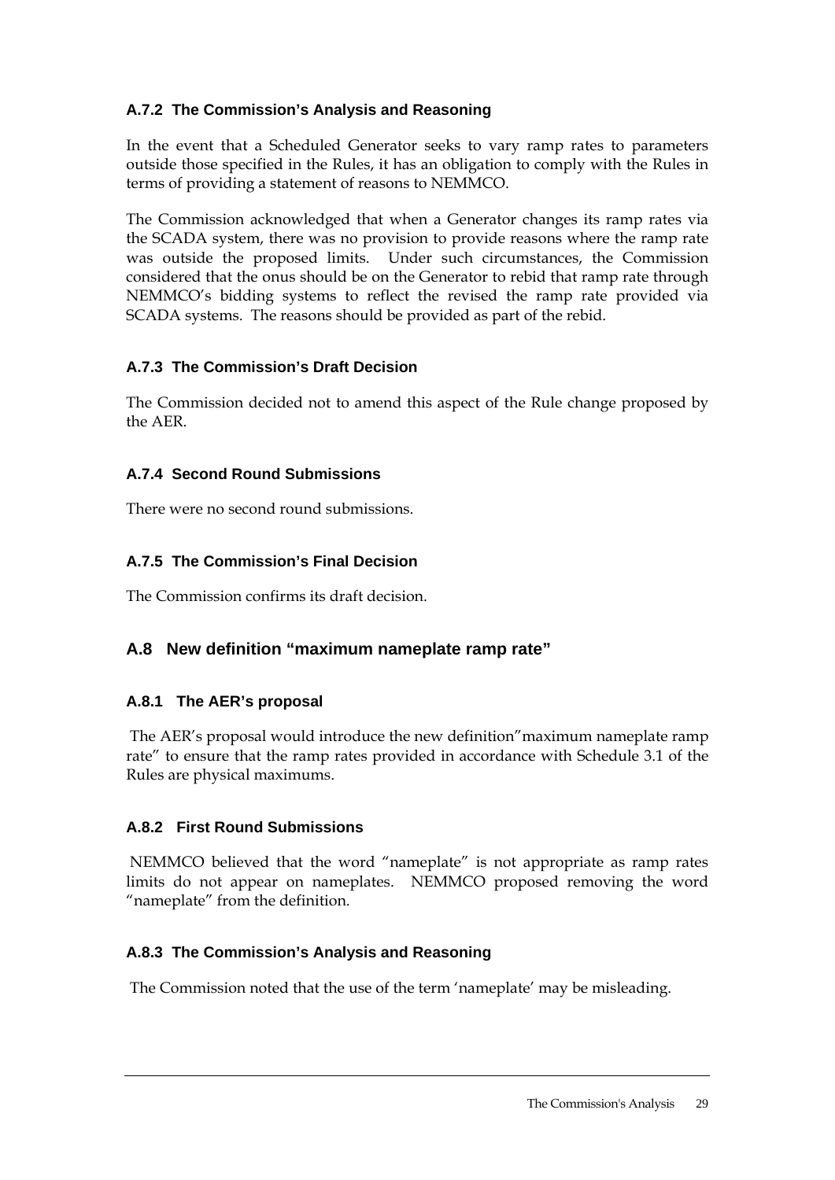### A.7.2 The Commission's Analysis and Reasoning

In the event that a Scheduled Generator seeks to vary ramp rates to parameters outside those specified in the Rules, it has an obligation to comply with the Rules in terms of providing a statement of reasons to NEMMCO.

The Commission acknowledged that when a Generator changes its ramp rates via the SCADA system, there was no provision to provide reasons where the ramp rate was outside the proposed limits. Under such circumstances, the Commission considered that the onus should be on the Generator to rebid that ramp rate through NEMMCO's bidding systems to reflect the revised the ramp rate provided via SCADA systems. The reasons should be provided as part of the rebid.

### A.7.3 The Commission's Draft Decision

The Commission decided not to amend this aspect of the Rule change proposed by the AER.

### A.7.4 Second Round Submissions

There were no second round submissions.

### A.7.5 The Commission's Final Decision

The Commission confirms its draft decision.

## A.8 New definition "maximum nameplate ramp rate"

### A.8.1 The AER's proposal

The AER's proposal would introduce the new definition"maximum nameplate ramp rate" to ensure that the ramp rates provided in accordance with Schedule 3.1 of the Rules are physical maximums.

### A.8.2 First Round Submissions

NEMMCO believed that the word "nameplate" is not appropriate as ramp rates limits do not appear on nameplates. NEMMCO proposed removing the word "nameplate" from the definition.

### A.8.3 The Commission's Analysis and Reasoning

The Commission noted that the use of the term 'nameplate' may be misleading.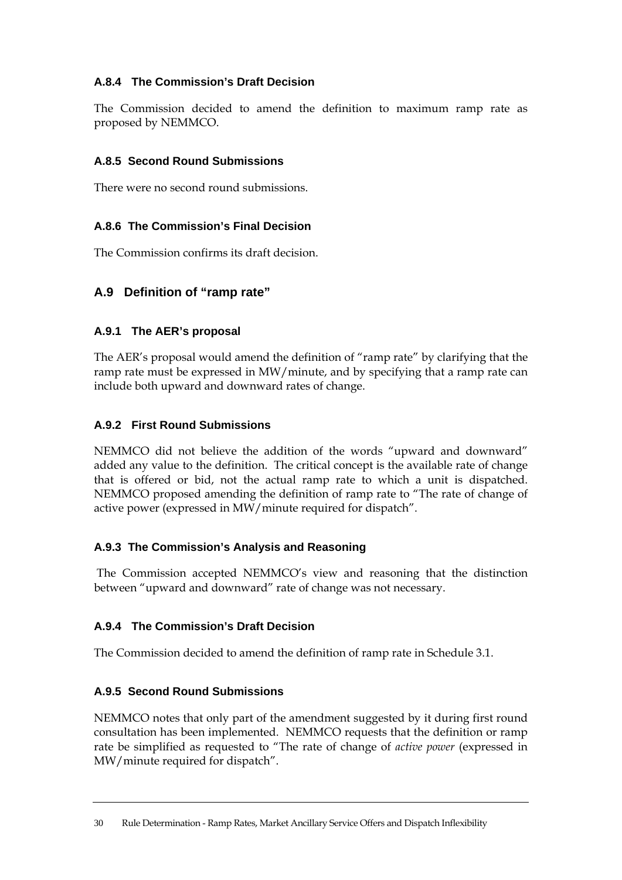### A.8.4 The Commission's Draft Decision

The Commission decided to amend the definition to maximum ramp rate as proposed by NEMMCO.

### A.8.5 Second Round Submissions

There were no second round submissions.

### A.8.6 The Commission's Final Decision

The Commission confirms its draft decision.

## A.9 Definition of "ramp rate"

### A.9.1 The AER's proposal

The AER's proposal would amend the definition of "ramp rate" by clarifying that the ramp rate must be expressed in MW/minute, and by specifying that a ramp rate can include both upward and downward rates of change.

### A.9.2 First Round Submissions

NEMMCO did not believe the addition of the words "upward and downward" added any value to the definition. The critical concept is the available rate of change that is offered or bid, not the actual ramp rate to which a unit is dispatched. NEMMCO proposed amending the definition of ramp rate to "The rate of change of active power (expressed in MW/minute required for dispatch".

### A.9.3 The Commission's Analysis and Reasoning

The Commission accepted NEMMCO's view and reasoning that the distinction between "upward and downward" rate of change was not necessary.

### A.9.4 The Commission's Draft Decision

The Commission decided to amend the definition of ramp rate in Schedule 3.1.

### A.9.5 Second Round Submissions

NEMMCO notes that only part of the amendment suggested by it during first round consultation has been implemented. NEMMCO requests that the definition or ramp rate be simplified as requested to "The rate of change of *active power* (expressed in MW/minute required for dispatch".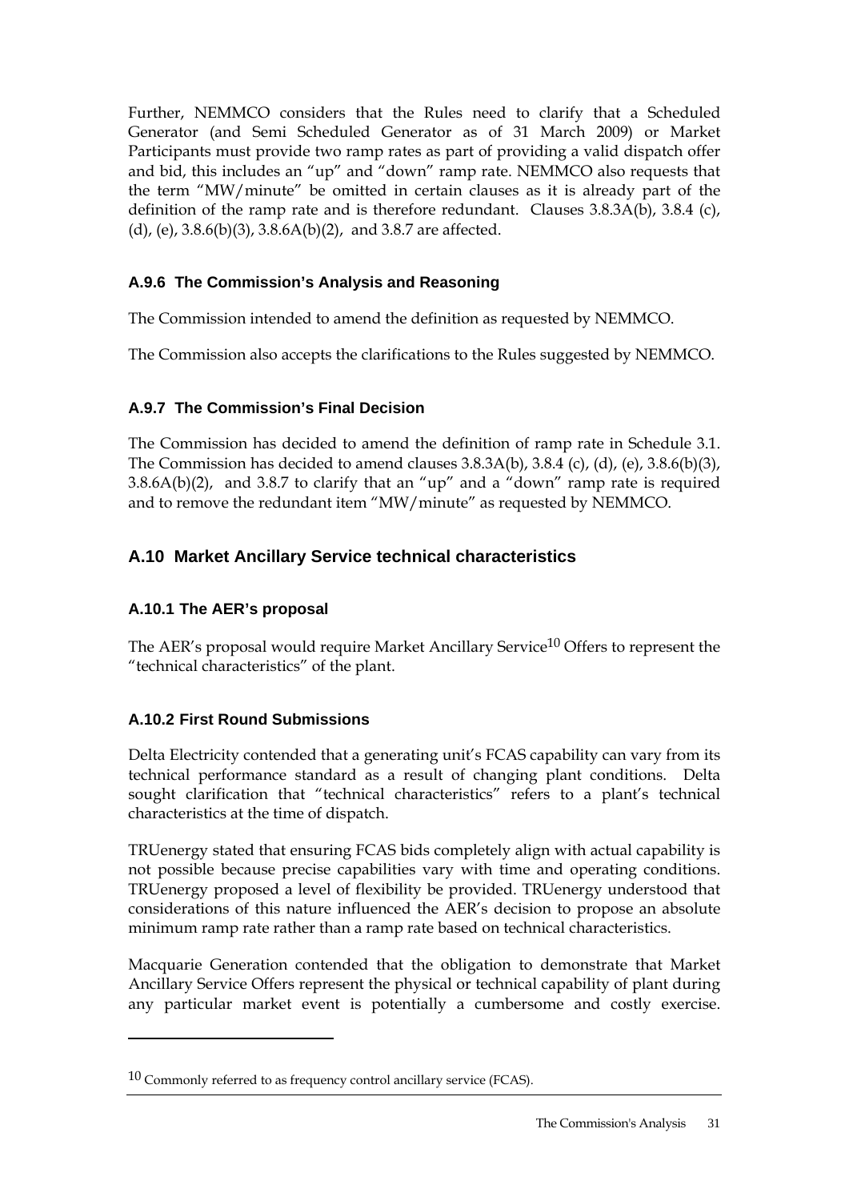Further, NEMMCO considers that the Rules need to clarify that a Scheduled Generator (and Semi Scheduled Generator as of 31 March 2009) or Market Participants must provide two ramp rates as part of providing a valid dispatch offer and bid, this includes an "up" and "down" ramp rate. NEMMCO also requests that the term "MW/minute" be omitted in certain clauses as it is already part of the definition of the ramp rate and is therefore redundant. Clauses 3.8.3A(b), 3.8.4 (c), (d), (e), 3.8.6(b)(3), 3.8.6A(b)(2), and 3.8.7 are affected.

### A.9.6 The Commission's Analysis and Reasoning

The Commission intended to amend the definition as requested by NEMMCO.

The Commission also accepts the clarifications to the Rules suggested by NEMMCO.

### A.9.7 The Commission's Final Decision

The Commission has decided to amend the definition of ramp rate in Schedule 3.1. The Commission has decided to amend clauses 3.8.3A(b), 3.8.4 (c), (d), (e), 3.8.6(b)(3), 3.8.6A(b)(2), and 3.8.7 to clarify that an "up" and a "down" ramp rate is required and to remove the redundant item "MW/minute" as requested by NEMMCO.

## A.10 Market Ancillary Service technical characteristics

### A.10.1 The AER's proposal

The AER's proposal would require Market Ancillary Service[10] Offers to represent the "technical characteristics" of the plant.

### A.10.2 First Round Submissions

Delta Electricity contended that a generating unit's FCAS capability can vary from its technical performance standard as a result of changing plant conditions. Delta sought clarification that "technical characteristics" refers to a plant's technical characteristics at the time of dispatch.

TRUenergy stated that ensuring FCAS bids completely align with actual capability is not possible because precise capabilities vary with time and operating conditions. TRUenergy proposed a level of flexibility be provided. TRUenergy understood that considerations of this nature influenced the AER's decision to propose an absolute minimum ramp rate rather than a ramp rate based on technical characteristics.

Macquarie Generation contended that the obligation to demonstrate that Market Ancillary Service Offers represent the physical or technical capability of plant during any particular market event is potentially a cumbersome and costly exercise.

---

[10] Commonly referred to as frequency control ancillary service (FCAS).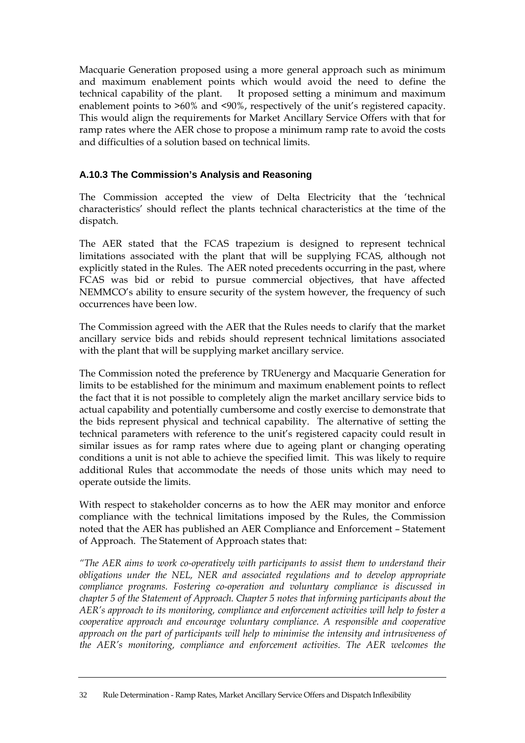Macquarie Generation proposed using a more general approach such as minimum and maximum enablement points which would avoid the need to define the technical capability of the plant. It proposed setting a minimum and maximum enablement points to >60% and <90%, respectively of the unit's registered capacity. This would align the requirements for Market Ancillary Service Offers with that for ramp rates where the AER chose to propose a minimum ramp rate to avoid the costs and difficulties of a solution based on technical limits.

### A.10.3 The Commission's Analysis and Reasoning

The Commission accepted the view of Delta Electricity that the 'technical characteristics' should reflect the plants technical characteristics at the time of the dispatch.

The AER stated that the FCAS trapezium is designed to represent technical limitations associated with the plant that will be supplying FCAS, although not explicitly stated in the Rules. The AER noted precedents occurring in the past, where FCAS was bid or rebid to pursue commercial objectives, that have affected NEMMCO's ability to ensure security of the system however, the frequency of such occurrences have been low.

The Commission agreed with the AER that the Rules needs to clarify that the market ancillary service bids and rebids should represent technical limitations associated with the plant that will be supplying market ancillary service.

The Commission noted the preference by TRUenergy and Macquarie Generation for limits to be established for the minimum and maximum enablement points to reflect the fact that it is not possible to completely align the market ancillary service bids to actual capability and potentially cumbersome and costly exercise to demonstrate that the bids represent physical and technical capability. The alternative of setting the technical parameters with reference to the unit's registered capacity could result in similar issues as for ramp rates where due to ageing plant or changing operating conditions a unit is not able to achieve the specified limit. This was likely to require additional Rules that accommodate the needs of those units which may need to operate outside the limits.

With respect to stakeholder concerns as to how the AER may monitor and enforce compliance with the technical limitations imposed by the Rules, the Commission noted that the AER has published an AER Compliance and Enforcement – Statement of Approach. The Statement of Approach states that:

*"The AER aims to work co-operatively with participants to assist them to understand their obligations under the NEL, NER and associated regulations and to develop appropriate compliance programs. Fostering co-operation and voluntary compliance is discussed in chapter 5 of the Statement of Approach. Chapter 5 notes that informing participants about the AER's approach to its monitoring, compliance and enforcement activities will help to foster a cooperative approach and encourage voluntary compliance. A responsible and cooperative approach on the part of participants will help to minimise the intensity and intrusiveness of the AER's monitoring, compliance and enforcement activities. The AER welcomes the*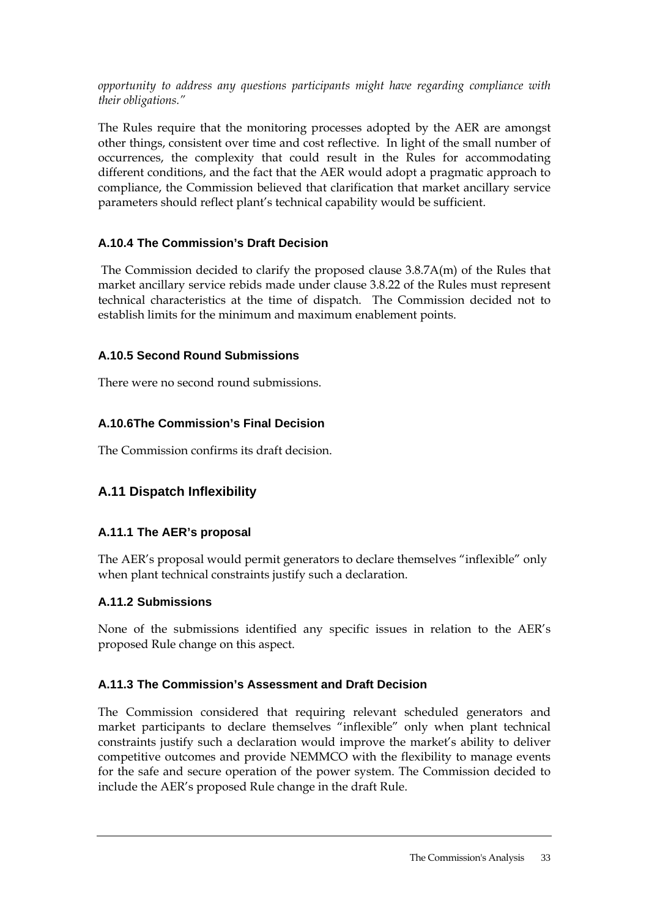*opportunity to address any questions participants might have regarding compliance with their obligations."*

The Rules require that the monitoring processes adopted by the AER are amongst other things, consistent over time and cost reflective. In light of the small number of occurrences, the complexity that could result in the Rules for accommodating different conditions, and the fact that the AER would adopt a pragmatic approach to compliance, the Commission believed that clarification that market ancillary service parameters should reflect plant's technical capability would be sufficient.

### A.10.4 The Commission's Draft Decision

The Commission decided to clarify the proposed clause 3.8.7A(m) of the Rules that market ancillary service rebids made under clause 3.8.22 of the Rules must represent technical characteristics at the time of dispatch. The Commission decided not to establish limits for the minimum and maximum enablement points.

### A.10.5 Second Round Submissions

There were no second round submissions.

### A.10.6The Commission's Final Decision

The Commission confirms its draft decision.

## A.11 Dispatch Inflexibility

### A.11.1 The AER's proposal

The AER's proposal would permit generators to declare themselves "inflexible" only when plant technical constraints justify such a declaration.

### A.11.2 Submissions

None of the submissions identified any specific issues in relation to the AER's proposed Rule change on this aspect.

### A.11.3 The Commission's Assessment and Draft Decision

The Commission considered that requiring relevant scheduled generators and market participants to declare themselves "inflexible" only when plant technical constraints justify such a declaration would improve the market's ability to deliver competitive outcomes and provide NEMMCO with the flexibility to manage events for the safe and secure operation of the power system. The Commission decided to include the AER's proposed Rule change in the draft Rule.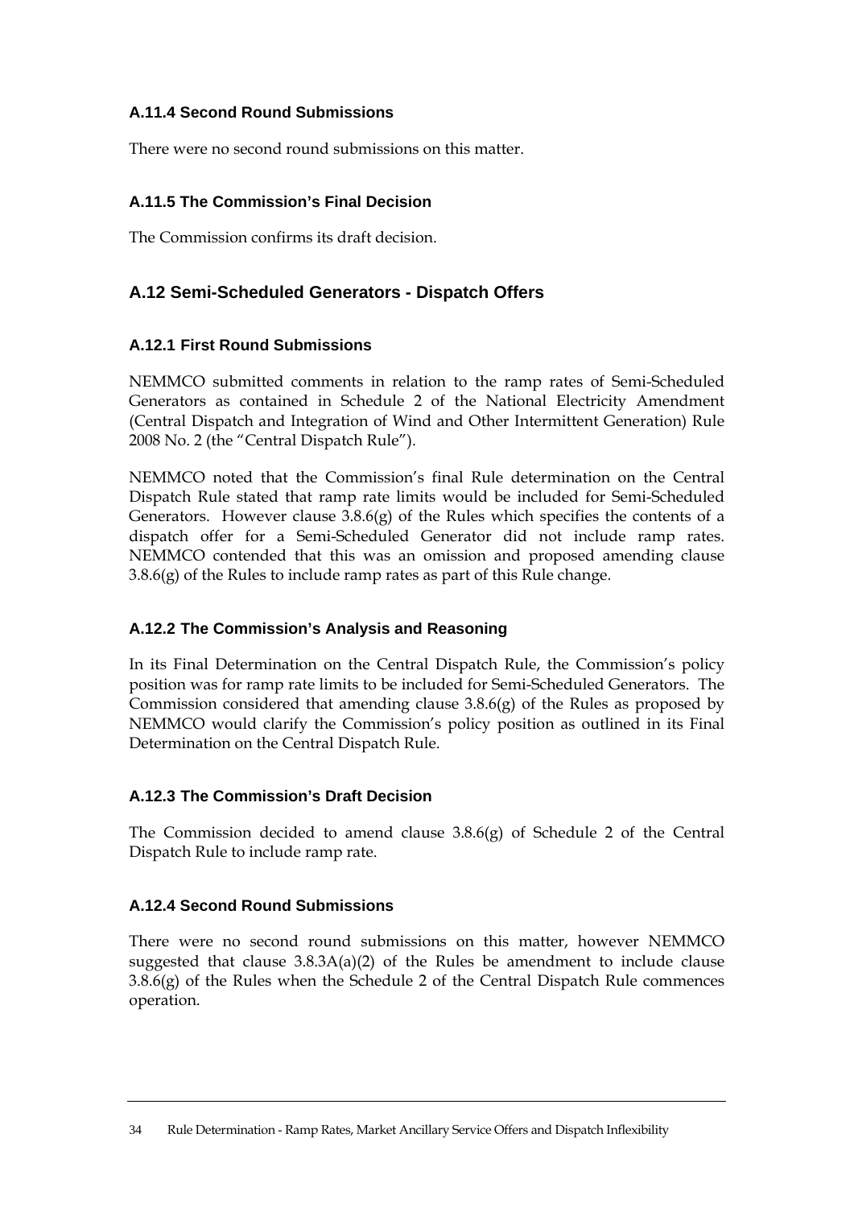### A.11.4 Second Round Submissions

There were no second round submissions on this matter.

### A.11.5 The Commission's Final Decision

The Commission confirms its draft decision.

## A.12 Semi-Scheduled Generators - Dispatch Offers

### A.12.1 First Round Submissions

NEMMCO submitted comments in relation to the ramp rates of Semi-Scheduled Generators as contained in Schedule 2 of the National Electricity Amendment (Central Dispatch and Integration of Wind and Other Intermittent Generation) Rule 2008 No. 2 (the "Central Dispatch Rule").

NEMMCO noted that the Commission's final Rule determination on the Central Dispatch Rule stated that ramp rate limits would be included for Semi-Scheduled Generators. However clause 3.8.6(g) of the Rules which specifies the contents of a dispatch offer for a Semi-Scheduled Generator did not include ramp rates. NEMMCO contended that this was an omission and proposed amending clause 3.8.6(g) of the Rules to include ramp rates as part of this Rule change.

### A.12.2 The Commission's Analysis and Reasoning

In its Final Determination on the Central Dispatch Rule, the Commission's policy position was for ramp rate limits to be included for Semi-Scheduled Generators. The Commission considered that amending clause 3.8.6(g) of the Rules as proposed by NEMMCO would clarify the Commission's policy position as outlined in its Final Determination on the Central Dispatch Rule.

### A.12.3 The Commission's Draft Decision

The Commission decided to amend clause 3.8.6(g) of Schedule 2 of the Central Dispatch Rule to include ramp rate.

### A.12.4 Second Round Submissions

There were no second round submissions on this matter, however NEMMCO suggested that clause 3.8.3A(a)(2) of the Rules be amendment to include clause 3.8.6(g) of the Rules when the Schedule 2 of the Central Dispatch Rule commences operation.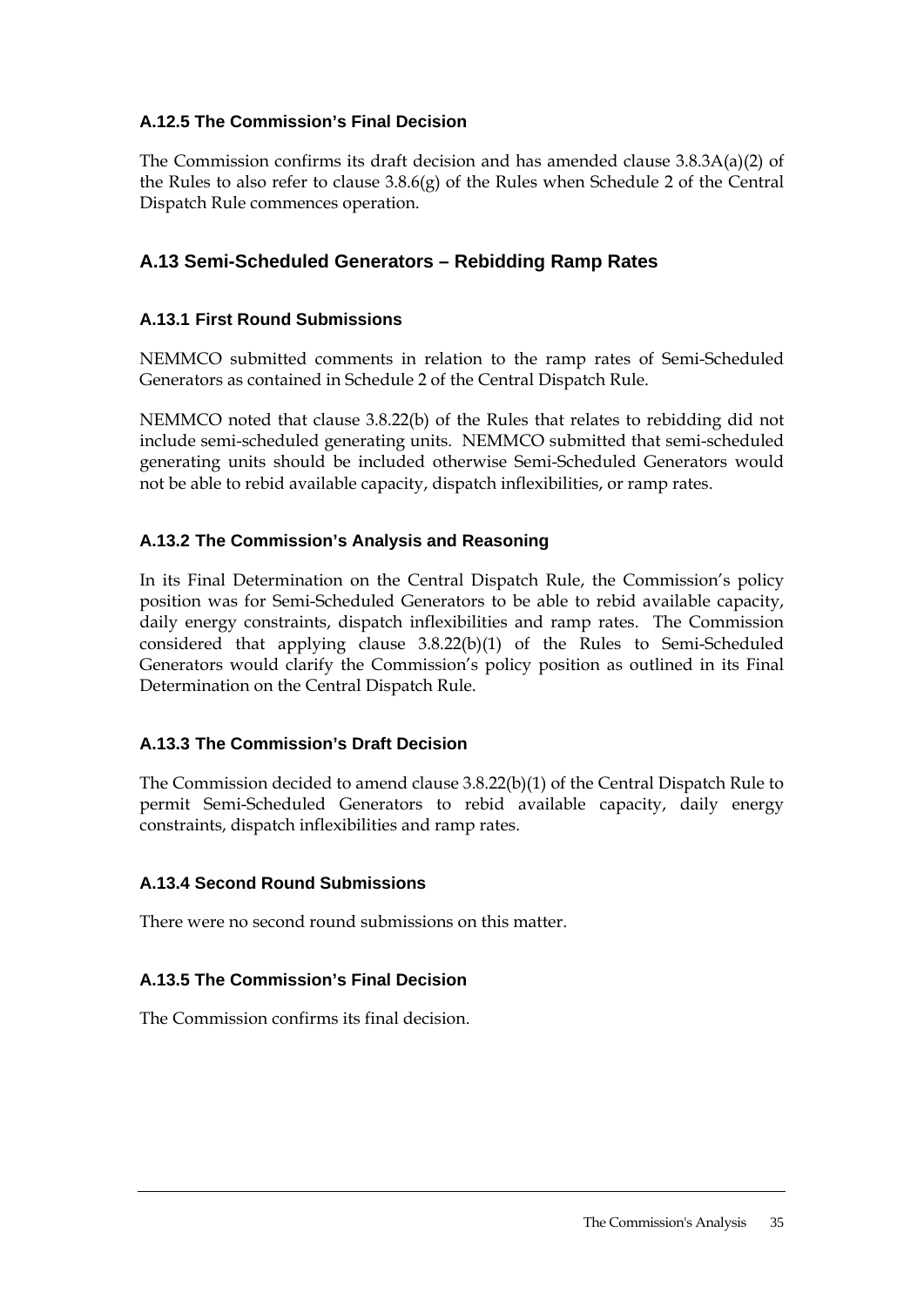### A.12.5 The Commission's Final Decision

The Commission confirms its draft decision and has amended clause 3.8.3A(a)(2) of the Rules to also refer to clause 3.8.6(g) of the Rules when Schedule 2 of the Central Dispatch Rule commences operation.

## A.13 Semi-Scheduled Generators – Rebidding Ramp Rates

### A.13.1 First Round Submissions

NEMMCO submitted comments in relation to the ramp rates of Semi-Scheduled Generators as contained in Schedule 2 of the Central Dispatch Rule.

NEMMCO noted that clause 3.8.22(b) of the Rules that relates to rebidding did not include semi-scheduled generating units. NEMMCO submitted that semi-scheduled generating units should be included otherwise Semi-Scheduled Generators would not be able to rebid available capacity, dispatch inflexibilities, or ramp rates.

### A.13.2 The Commission's Analysis and Reasoning

In its Final Determination on the Central Dispatch Rule, the Commission's policy position was for Semi-Scheduled Generators to be able to rebid available capacity, daily energy constraints, dispatch inflexibilities and ramp rates. The Commission considered that applying clause 3.8.22(b)(1) of the Rules to Semi-Scheduled Generators would clarify the Commission's policy position as outlined in its Final Determination on the Central Dispatch Rule.

### A.13.3 The Commission's Draft Decision

The Commission decided to amend clause 3.8.22(b)(1) of the Central Dispatch Rule to permit Semi-Scheduled Generators to rebid available capacity, daily energy constraints, dispatch inflexibilities and ramp rates.

### A.13.4 Second Round Submissions

There were no second round submissions on this matter.

### A.13.5 The Commission's Final Decision

The Commission confirms its final decision.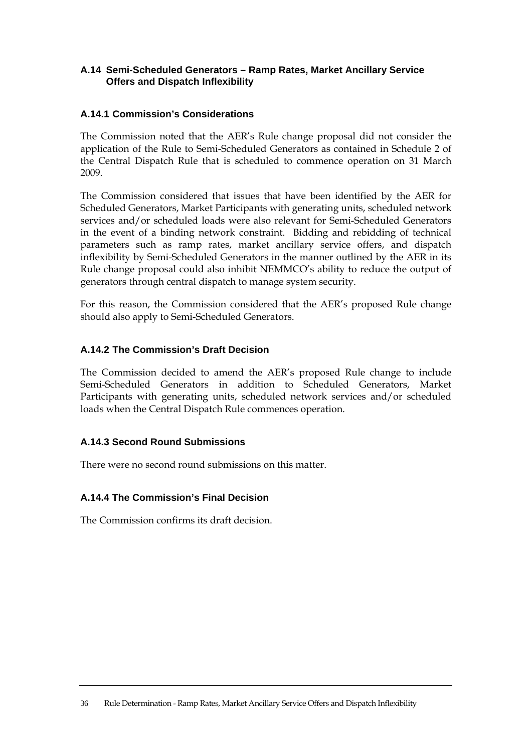### A.14 Semi-Scheduled Generators – Ramp Rates, Market Ancillary Service Offers and Dispatch Inflexibility

#### A.14.1 Commission's Considerations

The Commission noted that the AER's Rule change proposal did not consider the application of the Rule to Semi-Scheduled Generators as contained in Schedule 2 of the Central Dispatch Rule that is scheduled to commence operation on 31 March 2009.

The Commission considered that issues that have been identified by the AER for Scheduled Generators, Market Participants with generating units, scheduled network services and/or scheduled loads were also relevant for Semi-Scheduled Generators in the event of a binding network constraint. Bidding and rebidding of technical parameters such as ramp rates, market ancillary service offers, and dispatch inflexibility by Semi-Scheduled Generators in the manner outlined by the AER in its Rule change proposal could also inhibit NEMMCO's ability to reduce the output of generators through central dispatch to manage system security.

For this reason, the Commission considered that the AER's proposed Rule change should also apply to Semi-Scheduled Generators.

#### A.14.2 The Commission's Draft Decision

The Commission decided to amend the AER's proposed Rule change to include Semi-Scheduled Generators in addition to Scheduled Generators, Market Participants with generating units, scheduled network services and/or scheduled loads when the Central Dispatch Rule commences operation.

#### A.14.3 Second Round Submissions

There were no second round submissions on this matter.

#### A.14.4 The Commission's Final Decision

The Commission confirms its draft decision.